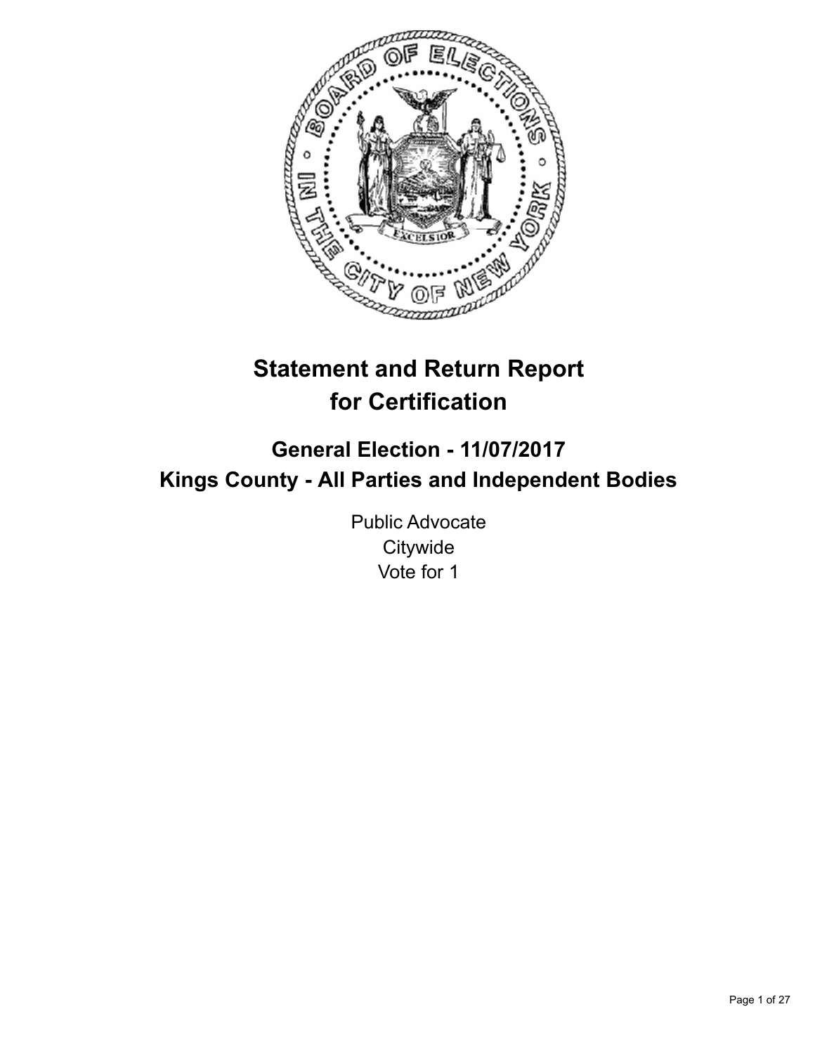# Statement and Return Report for Certification

## General Election - 11/07/2017
## Kings County - All Parties and Independent Bodies

Public Advocate
Citywide
Vote for 1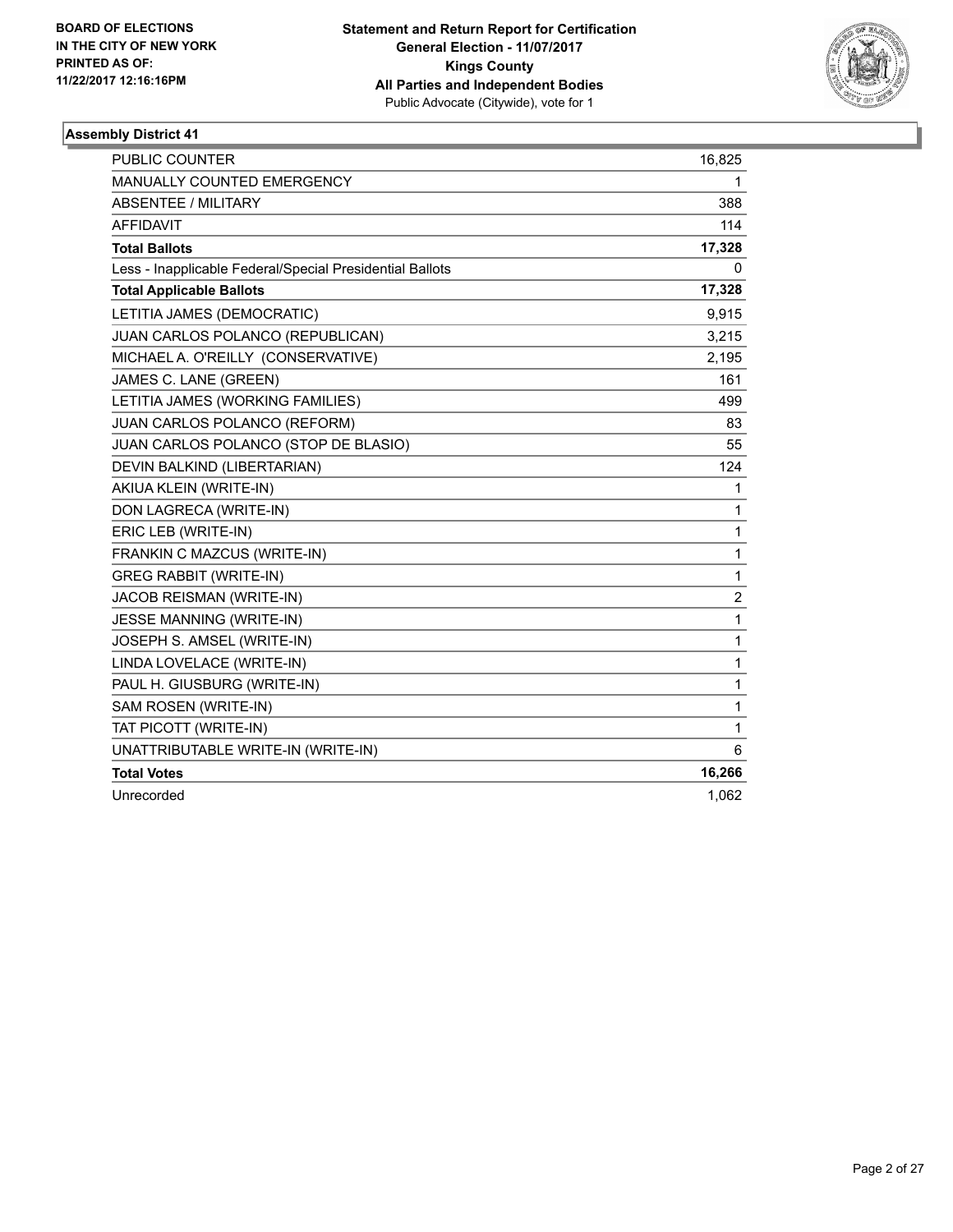BOARD OF ELECTIONS
IN THE CITY OF NEW YORK
PRINTED AS OF:
11/22/2017 12:16:16PM

**Statement and Return Report for Certification**
**General Election - 11/07/2017**
**Kings County**
**All Parties and Independent Bodies**
Public Advocate (Citywide), vote for 1

## Assembly District 41

| | |
|---|---|
| PUBLIC COUNTER | 16,825 |
| MANUALLY COUNTED EMERGENCY | 1 |
| ABSENTEE / MILITARY | 388 |
| AFFIDAVIT | 114 |
| **Total Ballots** | **17,328** |
| Less - Inapplicable Federal/Special Presidential Ballots | 0 |
| **Total Applicable Ballots** | **17,328** |
| LETITIA JAMES (DEMOCRATIC) | 9,915 |
| JUAN CARLOS POLANCO (REPUBLICAN) | 3,215 |
| MICHAEL A. O'REILLY (CONSERVATIVE) | 2,195 |
| JAMES C. LANE (GREEN) | 161 |
| LETITIA JAMES (WORKING FAMILIES) | 499 |
| JUAN CARLOS POLANCO (REFORM) | 83 |
| JUAN CARLOS POLANCO (STOP DE BLASIO) | 55 |
| DEVIN BALKIND (LIBERTARIAN) | 124 |
| AKIUA KLEIN (WRITE-IN) | 1 |
| DON LAGRECA (WRITE-IN) | 1 |
| ERIC LEB (WRITE-IN) | 1 |
| FRANKIN C MAZCUS (WRITE-IN) | 1 |
| GREG RABBIT (WRITE-IN) | 1 |
| JACOB REISMAN (WRITE-IN) | 2 |
| JESSE MANNING (WRITE-IN) | 1 |
| JOSEPH S. AMSEL (WRITE-IN) | 1 |
| LINDA LOVELACE (WRITE-IN) | 1 |
| PAUL H. GIUSBURG (WRITE-IN) | 1 |
| SAM ROSEN (WRITE-IN) | 1 |
| TAT PICOTT (WRITE-IN) | 1 |
| UNATTRIBUTABLE WRITE-IN (WRITE-IN) | 6 |
| **Total Votes** | **16,266** |
| Unrecorded | 1,062 |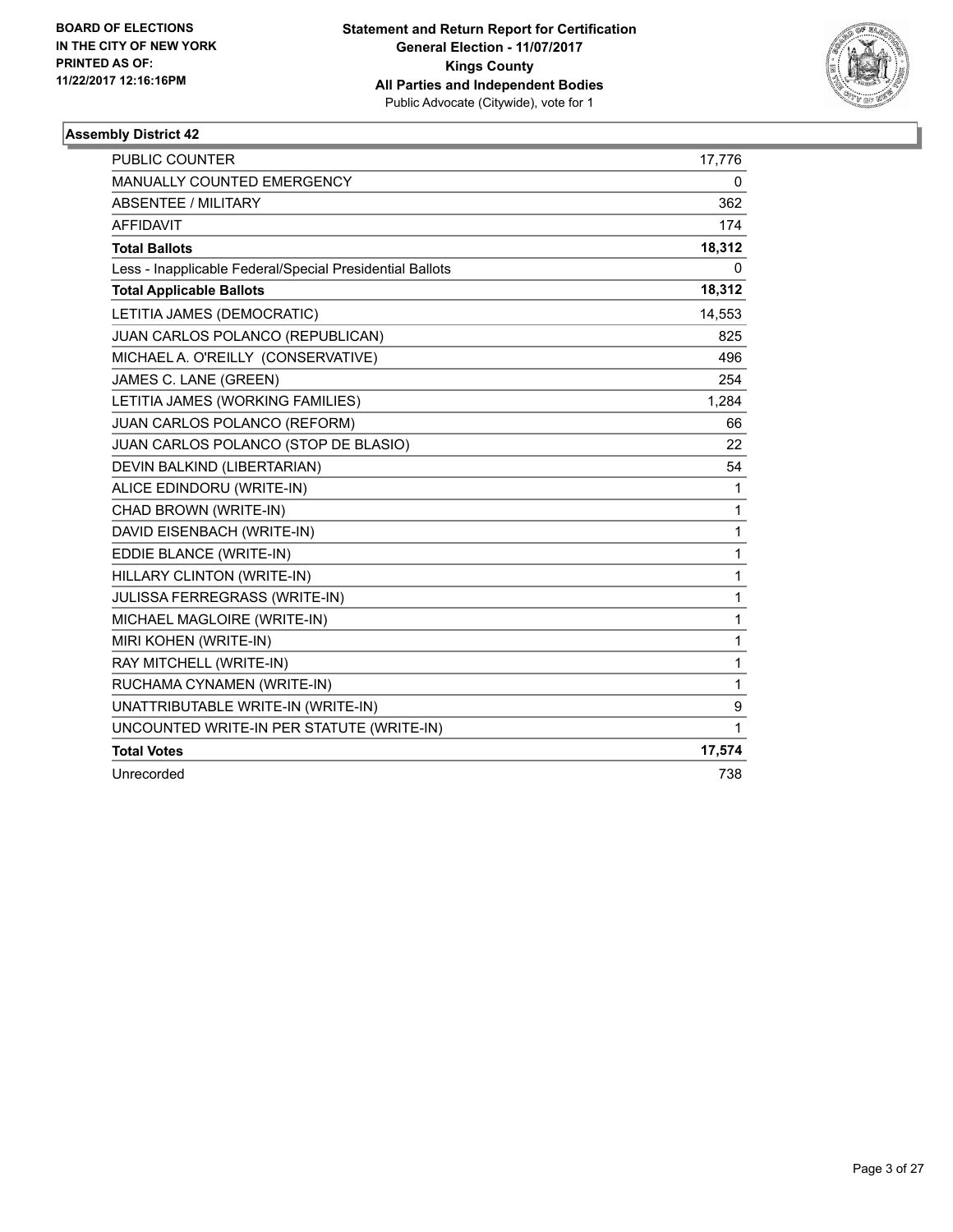**BOARD OF ELECTIONS IN THE CITY OF NEW YORK PRINTED AS OF: 11/22/2017 12:16:16PM**

**Statement and Return Report for Certification General Election - 11/07/2017 Kings County All Parties and Independent Bodies**
Public Advocate (Citywide), vote for 1

### Assembly District 42

| | |
|---|---|
| PUBLIC COUNTER | 17,776 |
| MANUALLY COUNTED EMERGENCY | 0 |
| ABSENTEE / MILITARY | 362 |
| AFFIDAVIT | 174 |
| **Total Ballots** | **18,312** |
| Less - Inapplicable Federal/Special Presidential Ballots | 0 |
| **Total Applicable Ballots** | **18,312** |
| LETITIA JAMES (DEMOCRATIC) | 14,553 |
| JUAN CARLOS POLANCO (REPUBLICAN) | 825 |
| MICHAEL A. O'REILLY (CONSERVATIVE) | 496 |
| JAMES C. LANE (GREEN) | 254 |
| LETITIA JAMES (WORKING FAMILIES) | 1,284 |
| JUAN CARLOS POLANCO (REFORM) | 66 |
| JUAN CARLOS POLANCO (STOP DE BLASIO) | 22 |
| DEVIN BALKIND (LIBERTARIAN) | 54 |
| ALICE EDINDORU (WRITE-IN) | 1 |
| CHAD BROWN (WRITE-IN) | 1 |
| DAVID EISENBACH (WRITE-IN) | 1 |
| EDDIE BLANCE (WRITE-IN) | 1 |
| HILLARY CLINTON (WRITE-IN) | 1 |
| JULISSA FERREGRASS (WRITE-IN) | 1 |
| MICHAEL MAGLOIRE (WRITE-IN) | 1 |
| MIRI KOHEN (WRITE-IN) | 1 |
| RAY MITCHELL (WRITE-IN) | 1 |
| RUCHAMA CYNAMEN (WRITE-IN) | 1 |
| UNATTRIBUTABLE WRITE-IN (WRITE-IN) | 9 |
| UNCOUNTED WRITE-IN PER STATUTE (WRITE-IN) | 1 |
| **Total Votes** | **17,574** |
| Unrecorded | 738 |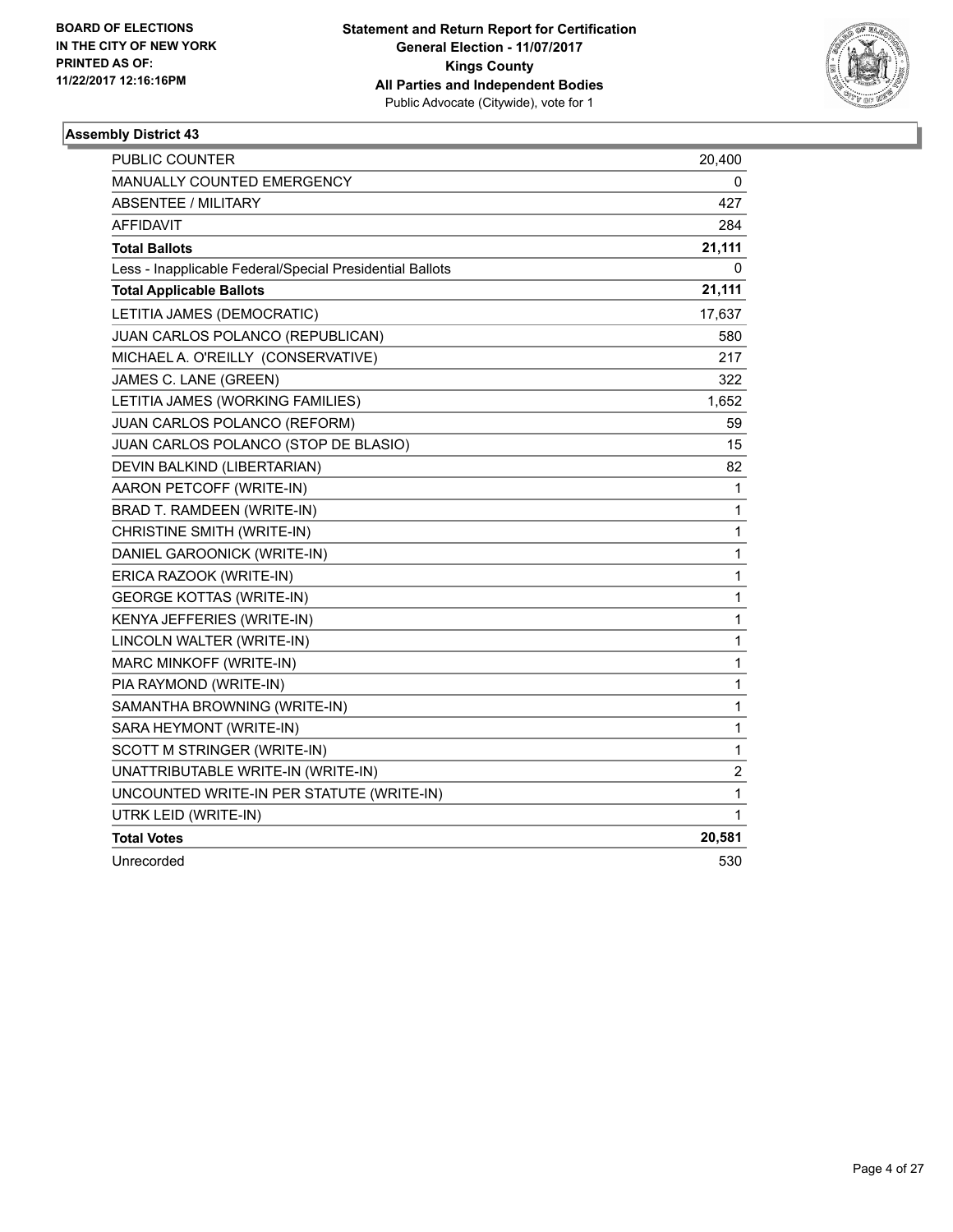BOARD OF ELECTIONS
IN THE CITY OF NEW YORK
PRINTED AS OF:
11/22/2017 12:16:16PM

**Statement and Return Report for Certification**
**General Election - 11/07/2017**
**Kings County**
**All Parties and Independent Bodies**
Public Advocate (Citywide), vote for 1

### Assembly District 43

| | |
|---|---|
| PUBLIC COUNTER | 20,400 |
| MANUALLY COUNTED EMERGENCY | 0 |
| ABSENTEE / MILITARY | 427 |
| AFFIDAVIT | 284 |
| **Total Ballots** | **21,111** |
| Less - Inapplicable Federal/Special Presidential Ballots | 0 |
| **Total Applicable Ballots** | **21,111** |
| LETITIA JAMES (DEMOCRATIC) | 17,637 |
| JUAN CARLOS POLANCO (REPUBLICAN) | 580 |
| MICHAEL A. O'REILLY (CONSERVATIVE) | 217 |
| JAMES C. LANE (GREEN) | 322 |
| LETITIA JAMES (WORKING FAMILIES) | 1,652 |
| JUAN CARLOS POLANCO (REFORM) | 59 |
| JUAN CARLOS POLANCO (STOP DE BLASIO) | 15 |
| DEVIN BALKIND (LIBERTARIAN) | 82 |
| AARON PETCOFF (WRITE-IN) | 1 |
| BRAD T. RAMDEEN (WRITE-IN) | 1 |
| CHRISTINE SMITH (WRITE-IN) | 1 |
| DANIEL GAROONICK (WRITE-IN) | 1 |
| ERICA RAZOOK (WRITE-IN) | 1 |
| GEORGE KOTTAS (WRITE-IN) | 1 |
| KENYA JEFFERIES (WRITE-IN) | 1 |
| LINCOLN WALTER (WRITE-IN) | 1 |
| MARC MINKOFF (WRITE-IN) | 1 |
| PIA RAYMOND (WRITE-IN) | 1 |
| SAMANTHA BROWNING (WRITE-IN) | 1 |
| SARA HEYMONT (WRITE-IN) | 1 |
| SCOTT M STRINGER (WRITE-IN) | 1 |
| UNATTRIBUTABLE WRITE-IN (WRITE-IN) | 2 |
| UNCOUNTED WRITE-IN PER STATUTE (WRITE-IN) | 1 |
| UTRK LEID (WRITE-IN) | 1 |
| **Total Votes** | **20,581** |
| Unrecorded | 530 |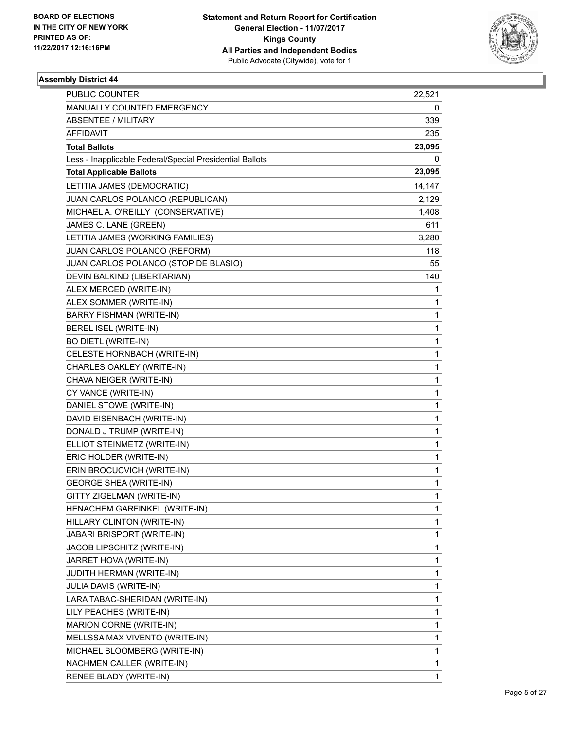**BOARD OF ELECTIONS IN THE CITY OF NEW YORK PRINTED AS OF: 11/22/2017 12:16:16PM**

**Statement and Return Report for Certification**
**General Election - 11/07/2017**
**Kings County**
**All Parties and Independent Bodies**
Public Advocate (Citywide), vote for 1

### Assembly District 44

| | |
|---|---|
| PUBLIC COUNTER | 22,521 |
| MANUALLY COUNTED EMERGENCY | 0 |
| ABSENTEE / MILITARY | 339 |
| AFFIDAVIT | 235 |
| **Total Ballots** | **23,095** |
| Less - Inapplicable Federal/Special Presidential Ballots | 0 |
| **Total Applicable Ballots** | **23,095** |
| LETITIA JAMES (DEMOCRATIC) | 14,147 |
| JUAN CARLOS POLANCO (REPUBLICAN) | 2,129 |
| MICHAEL A. O'REILLY (CONSERVATIVE) | 1,408 |
| JAMES C. LANE (GREEN) | 611 |
| LETITIA JAMES (WORKING FAMILIES) | 3,280 |
| JUAN CARLOS POLANCO (REFORM) | 118 |
| JUAN CARLOS POLANCO (STOP DE BLASIO) | 55 |
| DEVIN BALKIND (LIBERTARIAN) | 140 |
| ALEX MERCED (WRITE-IN) | 1 |
| ALEX SOMMER (WRITE-IN) | 1 |
| BARRY FISHMAN (WRITE-IN) | 1 |
| BEREL ISEL (WRITE-IN) | 1 |
| BO DIETL (WRITE-IN) | 1 |
| CELESTE HORNBACH (WRITE-IN) | 1 |
| CHARLES OAKLEY (WRITE-IN) | 1 |
| CHAVA NEIGER (WRITE-IN) | 1 |
| CY VANCE (WRITE-IN) | 1 |
| DANIEL STOWE (WRITE-IN) | 1 |
| DAVID EISENBACH (WRITE-IN) | 1 |
| DONALD J TRUMP (WRITE-IN) | 1 |
| ELLIOT STEINMETZ (WRITE-IN) | 1 |
| ERIC HOLDER (WRITE-IN) | 1 |
| ERIN BROCUCVICH (WRITE-IN) | 1 |
| GEORGE SHEA (WRITE-IN) | 1 |
| GITTY ZIGELMAN (WRITE-IN) | 1 |
| HENACHEM GARFINKEL (WRITE-IN) | 1 |
| HILLARY CLINTON (WRITE-IN) | 1 |
| JABARI BRISPORT (WRITE-IN) | 1 |
| JACOB LIPSCHITZ (WRITE-IN) | 1 |
| JARRET HOVA (WRITE-IN) | 1 |
| JUDITH HERMAN (WRITE-IN) | 1 |
| JULIA DAVIS (WRITE-IN) | 1 |
| LARA TABAC-SHERIDAN (WRITE-IN) | 1 |
| LILY PEACHES (WRITE-IN) | 1 |
| MARION CORNE (WRITE-IN) | 1 |
| MELLSSA MAX VIVENTO (WRITE-IN) | 1 |
| MICHAEL BLOOMBERG (WRITE-IN) | 1 |
| NACHMEN CALLER (WRITE-IN) | 1 |
| RENEE BLADY (WRITE-IN) | 1 |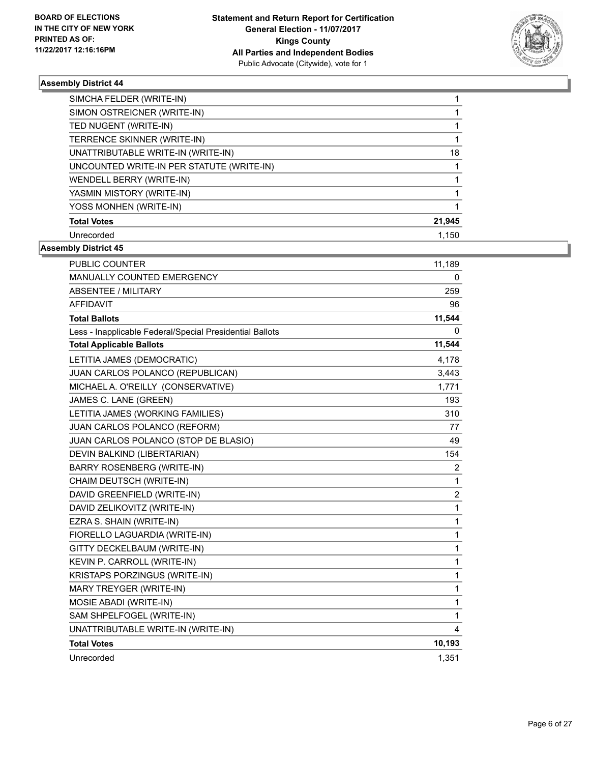**BOARD OF ELECTIONS IN THE CITY OF NEW YORK PRINTED AS OF: 11/22/2017 12:16:16PM**

**Statement and Return Report for Certification**
**General Election - 11/07/2017**
**Kings County**
**All Parties and Independent Bodies**
Public Advocate (Citywide), vote for 1

### Assembly District 44

| | |
|---|---|
| SIMCHA FELDER (WRITE-IN) | 1 |
| SIMON OSTREICNER (WRITE-IN) | 1 |
| TED NUGENT (WRITE-IN) | 1 |
| TERRENCE SKINNER (WRITE-IN) | 1 |
| UNATTRIBUTABLE WRITE-IN (WRITE-IN) | 18 |
| UNCOUNTED WRITE-IN PER STATUTE (WRITE-IN) | 1 |
| WENDELL BERRY (WRITE-IN) | 1 |
| YASMIN MISTORY (WRITE-IN) | 1 |
| YOSS MONHEN (WRITE-IN) | 1 |
| **Total Votes** | **21,945** |
| Unrecorded | 1,150 |

### Assembly District 45

| | |
|---|---|
| PUBLIC COUNTER | 11,189 |
| MANUALLY COUNTED EMERGENCY | 0 |
| ABSENTEE / MILITARY | 259 |
| AFFIDAVIT | 96 |
| **Total Ballots** | **11,544** |
| Less - Inapplicable Federal/Special Presidential Ballots | 0 |
| **Total Applicable Ballots** | **11,544** |
| LETITIA JAMES (DEMOCRATIC) | 4,178 |
| JUAN CARLOS POLANCO (REPUBLICAN) | 3,443 |
| MICHAEL A. O'REILLY (CONSERVATIVE) | 1,771 |
| JAMES C. LANE (GREEN) | 193 |
| LETITIA JAMES (WORKING FAMILIES) | 310 |
| JUAN CARLOS POLANCO (REFORM) | 77 |
| JUAN CARLOS POLANCO (STOP DE BLASIO) | 49 |
| DEVIN BALKIND (LIBERTARIAN) | 154 |
| BARRY ROSENBERG (WRITE-IN) | 2 |
| CHAIM DEUTSCH (WRITE-IN) | 1 |
| DAVID GREENFIELD (WRITE-IN) | 2 |
| DAVID ZELIKOVITZ (WRITE-IN) | 1 |
| EZRA S. SHAIN (WRITE-IN) | 1 |
| FIORELLO LAGUARDIA (WRITE-IN) | 1 |
| GITTY DECKELBAUM (WRITE-IN) | 1 |
| KEVIN P. CARROLL (WRITE-IN) | 1 |
| KRISTAPS PORZINGUS (WRITE-IN) | 1 |
| MARY TREYGER (WRITE-IN) | 1 |
| MOSIE ABADI (WRITE-IN) | 1 |
| SAM SHPELFOGEL (WRITE-IN) | 1 |
| UNATTRIBUTABLE WRITE-IN (WRITE-IN) | 4 |
| **Total Votes** | **10,193** |
| Unrecorded | 1,351 |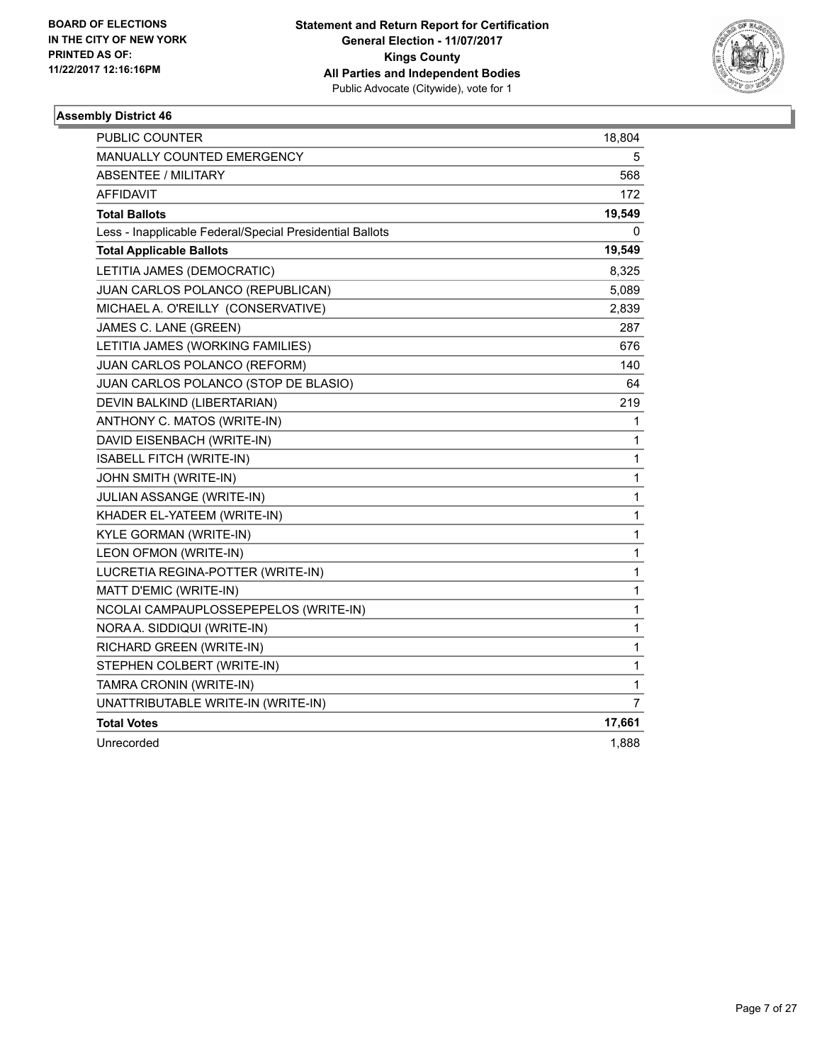BOARD OF ELECTIONS
IN THE CITY OF NEW YORK
PRINTED AS OF:
11/22/2017 12:16:16PM

**Statement and Return Report for Certification**
**General Election - 11/07/2017**
**Kings County**
**All Parties and Independent Bodies**
Public Advocate (Citywide), vote for 1

### Assembly District 46

| | |
|---|---|
| PUBLIC COUNTER | 18,804 |
| MANUALLY COUNTED EMERGENCY | 5 |
| ABSENTEE / MILITARY | 568 |
| AFFIDAVIT | 172 |
| **Total Ballots** | **19,549** |
| Less - Inapplicable Federal/Special Presidential Ballots | 0 |
| **Total Applicable Ballots** | **19,549** |
| LETITIA JAMES (DEMOCRATIC) | 8,325 |
| JUAN CARLOS POLANCO (REPUBLICAN) | 5,089 |
| MICHAEL A. O'REILLY (CONSERVATIVE) | 2,839 |
| JAMES C. LANE (GREEN) | 287 |
| LETITIA JAMES (WORKING FAMILIES) | 676 |
| JUAN CARLOS POLANCO (REFORM) | 140 |
| JUAN CARLOS POLANCO (STOP DE BLASIO) | 64 |
| DEVIN BALKIND (LIBERTARIAN) | 219 |
| ANTHONY C. MATOS (WRITE-IN) | 1 |
| DAVID EISENBACH (WRITE-IN) | 1 |
| ISABELL FITCH (WRITE-IN) | 1 |
| JOHN SMITH (WRITE-IN) | 1 |
| JULIAN ASSANGE (WRITE-IN) | 1 |
| KHADER EL-YATEEM (WRITE-IN) | 1 |
| KYLE GORMAN (WRITE-IN) | 1 |
| LEON OFMON (WRITE-IN) | 1 |
| LUCRETIA REGINA-POTTER (WRITE-IN) | 1 |
| MATT D'EMIC (WRITE-IN) | 1 |
| NCOLAI CAMPAUPLOSSEPEPELOS (WRITE-IN) | 1 |
| NORA A. SIDDIQUI (WRITE-IN) | 1 |
| RICHARD GREEN (WRITE-IN) | 1 |
| STEPHEN COLBERT (WRITE-IN) | 1 |
| TAMRA CRONIN (WRITE-IN) | 1 |
| UNATTRIBUTABLE WRITE-IN (WRITE-IN) | 7 |
| **Total Votes** | **17,661** |
| Unrecorded | 1,888 |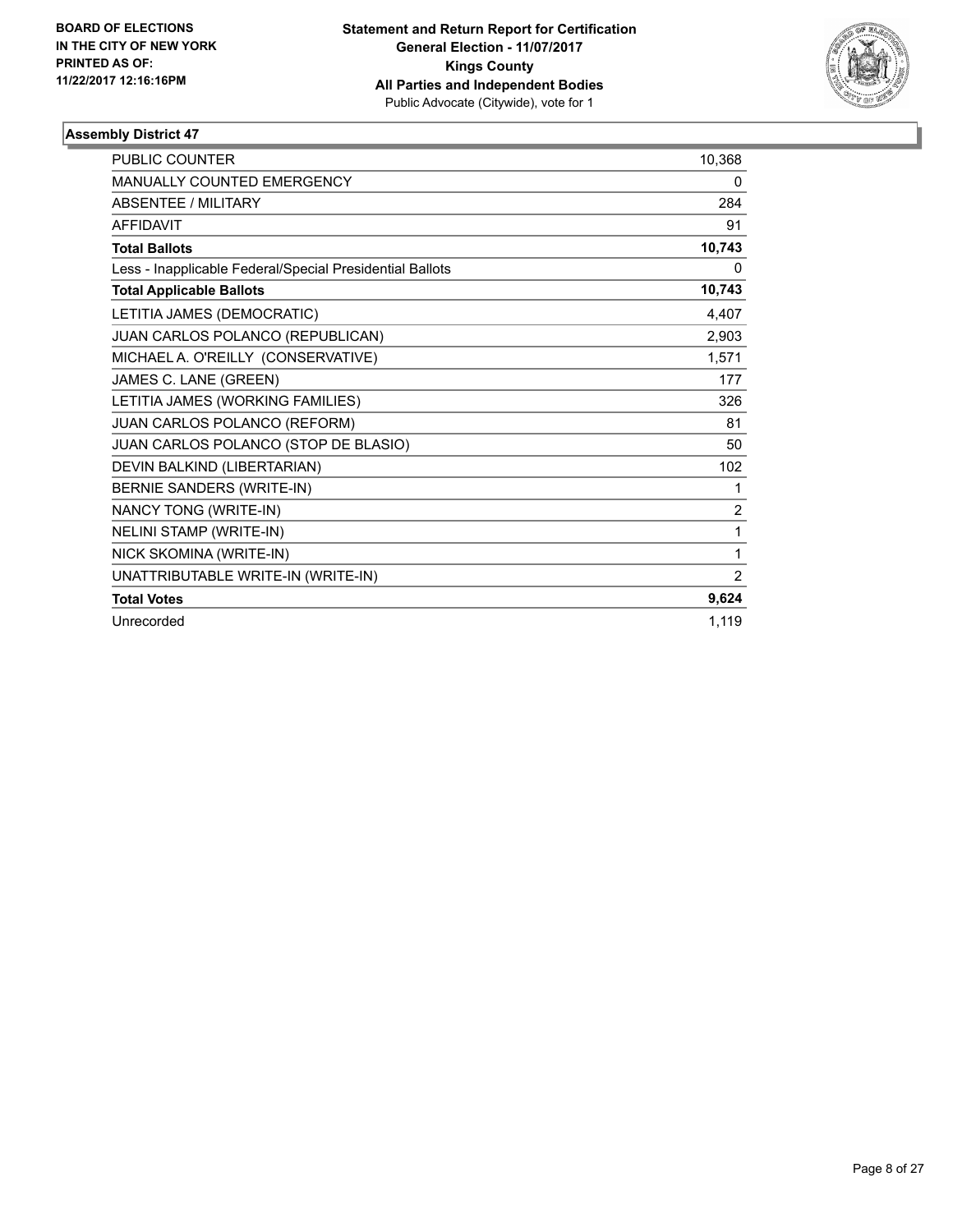BOARD OF ELECTIONS
IN THE CITY OF NEW YORK
PRINTED AS OF:
11/22/2017 12:16:16PM

**Statement and Return Report for Certification**
**General Election - 11/07/2017**
**Kings County**
**All Parties and Independent Bodies**
Public Advocate (Citywide), vote for 1

### Assembly District 47

| | |
|---|---|
| PUBLIC COUNTER | 10,368 |
| MANUALLY COUNTED EMERGENCY | 0 |
| ABSENTEE / MILITARY | 284 |
| AFFIDAVIT | 91 |
| **Total Ballots** | **10,743** |
| Less - Inapplicable Federal/Special Presidential Ballots | 0 |
| **Total Applicable Ballots** | **10,743** |
| LETITIA JAMES (DEMOCRATIC) | 4,407 |
| JUAN CARLOS POLANCO (REPUBLICAN) | 2,903 |
| MICHAEL A. O'REILLY (CONSERVATIVE) | 1,571 |
| JAMES C. LANE (GREEN) | 177 |
| LETITIA JAMES (WORKING FAMILIES) | 326 |
| JUAN CARLOS POLANCO (REFORM) | 81 |
| JUAN CARLOS POLANCO (STOP DE BLASIO) | 50 |
| DEVIN BALKIND (LIBERTARIAN) | 102 |
| BERNIE SANDERS (WRITE-IN) | 1 |
| NANCY TONG (WRITE-IN) | 2 |
| NELINI STAMP (WRITE-IN) | 1 |
| NICK SKOMINA (WRITE-IN) | 1 |
| UNATTRIBUTABLE WRITE-IN (WRITE-IN) | 2 |
| **Total Votes** | **9,624** |
| Unrecorded | 1,119 |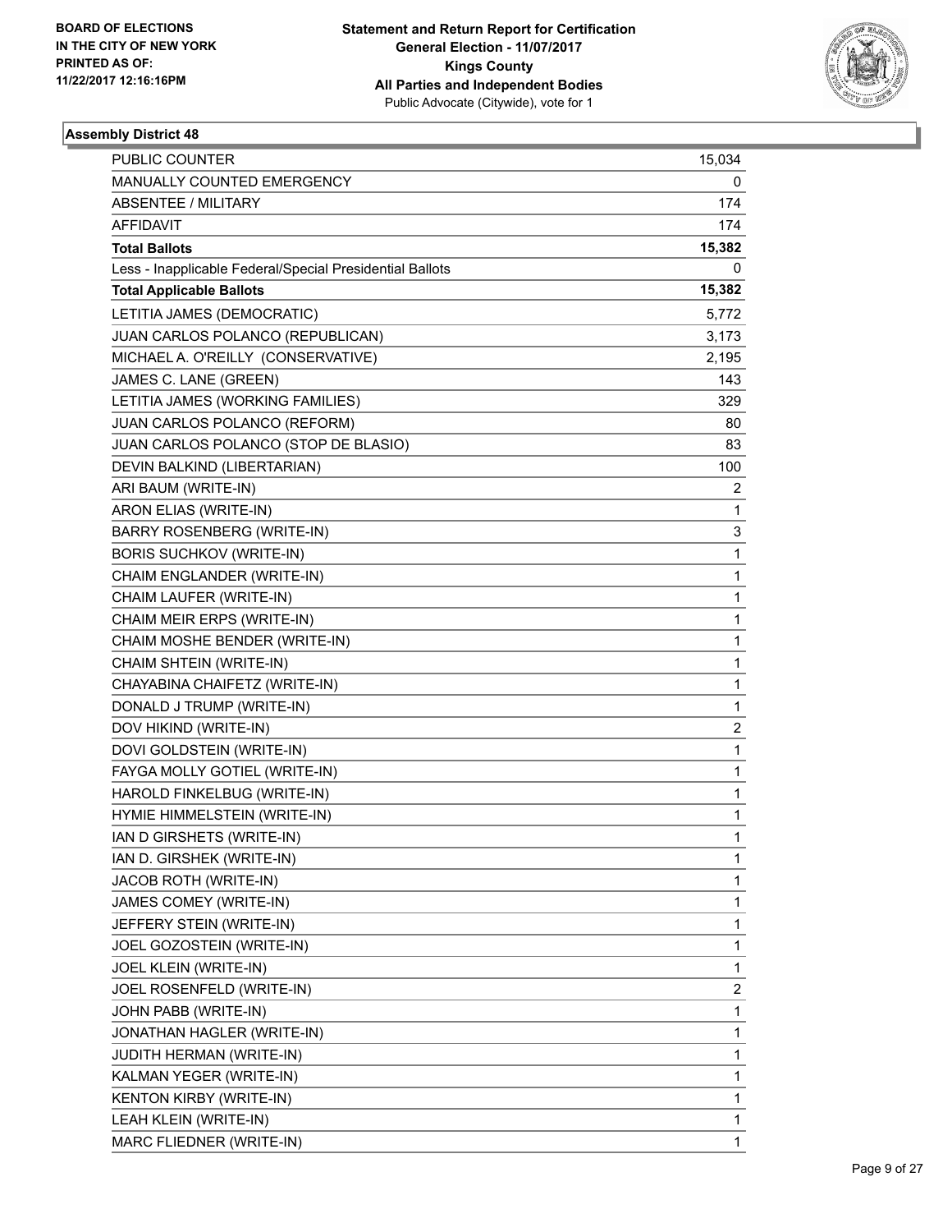BOARD OF ELECTIONS
IN THE CITY OF NEW YORK
PRINTED AS OF:
11/22/2017 12:16:16PM

**Statement and Return Report for Certification**
**General Election - 11/07/2017**
**Kings County**
**All Parties and Independent Bodies**
Public Advocate (Citywide), vote for 1

### Assembly District 48

| | |
|---|---|
| PUBLIC COUNTER | 15,034 |
| MANUALLY COUNTED EMERGENCY | 0 |
| ABSENTEE / MILITARY | 174 |
| AFFIDAVIT | 174 |
| **Total Ballots** | **15,382** |
| Less - Inapplicable Federal/Special Presidential Ballots | 0 |
| **Total Applicable Ballots** | **15,382** |
| LETITIA JAMES (DEMOCRATIC) | 5,772 |
| JUAN CARLOS POLANCO (REPUBLICAN) | 3,173 |
| MICHAEL A. O'REILLY (CONSERVATIVE) | 2,195 |
| JAMES C. LANE (GREEN) | 143 |
| LETITIA JAMES (WORKING FAMILIES) | 329 |
| JUAN CARLOS POLANCO (REFORM) | 80 |
| JUAN CARLOS POLANCO (STOP DE BLASIO) | 83 |
| DEVIN BALKIND (LIBERTARIAN) | 100 |
| ARI BAUM (WRITE-IN) | 2 |
| ARON ELIAS (WRITE-IN) | 1 |
| BARRY ROSENBERG (WRITE-IN) | 3 |
| BORIS SUCHKOV (WRITE-IN) | 1 |
| CHAIM ENGLANDER (WRITE-IN) | 1 |
| CHAIM LAUFER (WRITE-IN) | 1 |
| CHAIM MEIR ERPS (WRITE-IN) | 1 |
| CHAIM MOSHE BENDER (WRITE-IN) | 1 |
| CHAIM SHTEIN (WRITE-IN) | 1 |
| CHAYABINA CHAIFETZ (WRITE-IN) | 1 |
| DONALD J TRUMP (WRITE-IN) | 1 |
| DOV HIKIND (WRITE-IN) | 2 |
| DOVI GOLDSTEIN (WRITE-IN) | 1 |
| FAYGA MOLLY GOTIEL (WRITE-IN) | 1 |
| HAROLD FINKELBUG (WRITE-IN) | 1 |
| HYMIE HIMMELSTEIN (WRITE-IN) | 1 |
| IAN D GIRSHETS (WRITE-IN) | 1 |
| IAN D. GIRSHEK (WRITE-IN) | 1 |
| JACOB ROTH (WRITE-IN) | 1 |
| JAMES COMEY (WRITE-IN) | 1 |
| JEFFERY STEIN (WRITE-IN) | 1 |
| JOEL GOZOSTEIN (WRITE-IN) | 1 |
| JOEL KLEIN (WRITE-IN) | 1 |
| JOEL ROSENFELD (WRITE-IN) | 2 |
| JOHN PABB (WRITE-IN) | 1 |
| JONATHAN HAGLER (WRITE-IN) | 1 |
| JUDITH HERMAN (WRITE-IN) | 1 |
| KALMAN YEGER (WRITE-IN) | 1 |
| KENTON KIRBY (WRITE-IN) | 1 |
| LEAH KLEIN (WRITE-IN) | 1 |
| MARC FLIEDNER (WRITE-IN) | 1 |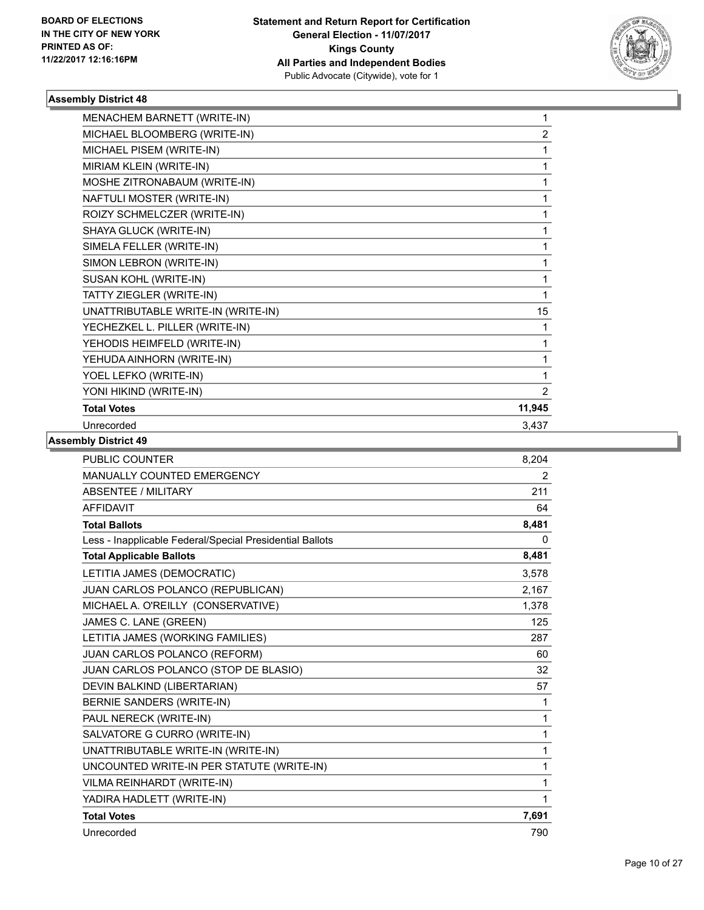**Statement and Return Report for Certification**
**General Election - 11/07/2017**
**Kings County**
**All Parties and Independent Bodies**
Public Advocate (Citywide), vote for 1

BOARD OF ELECTIONS
IN THE CITY OF NEW YORK
PRINTED AS OF:
11/22/2017 12:16:16PM

### Assembly District 48

| | |
|---|---|
| MENACHEM BARNETT (WRITE-IN) | 1 |
| MICHAEL BLOOMBERG (WRITE-IN) | 2 |
| MICHAEL PISEM (WRITE-IN) | 1 |
| MIRIAM KLEIN (WRITE-IN) | 1 |
| MOSHE ZITRONABAUM (WRITE-IN) | 1 |
| NAFTULI MOSTER (WRITE-IN) | 1 |
| ROIZY SCHMELCZER (WRITE-IN) | 1 |
| SHAYA GLUCK (WRITE-IN) | 1 |
| SIMELA FELLER (WRITE-IN) | 1 |
| SIMON LEBRON (WRITE-IN) | 1 |
| SUSAN KOHL (WRITE-IN) | 1 |
| TATTY ZIEGLER (WRITE-IN) | 1 |
| UNATTRIBUTABLE WRITE-IN (WRITE-IN) | 15 |
| YECHEZKEL L. PILLER (WRITE-IN) | 1 |
| YEHODIS HEIMFELD (WRITE-IN) | 1 |
| YEHUDA AINHORN (WRITE-IN) | 1 |
| YOEL LEFKO (WRITE-IN) | 1 |
| YONI HIKIND (WRITE-IN) | 2 |
| **Total Votes** | **11,945** |
| Unrecorded | 3,437 |

### Assembly District 49

| | |
|---|---|
| PUBLIC COUNTER | 8,204 |
| MANUALLY COUNTED EMERGENCY | 2 |
| ABSENTEE / MILITARY | 211 |
| AFFIDAVIT | 64 |
| **Total Ballots** | **8,481** |
| Less - Inapplicable Federal/Special Presidential Ballots | 0 |
| **Total Applicable Ballots** | **8,481** |
| LETITIA JAMES (DEMOCRATIC) | 3,578 |
| JUAN CARLOS POLANCO (REPUBLICAN) | 2,167 |
| MICHAEL A. O'REILLY (CONSERVATIVE) | 1,378 |
| JAMES C. LANE (GREEN) | 125 |
| LETITIA JAMES (WORKING FAMILIES) | 287 |
| JUAN CARLOS POLANCO (REFORM) | 60 |
| JUAN CARLOS POLANCO (STOP DE BLASIO) | 32 |
| DEVIN BALKIND (LIBERTARIAN) | 57 |
| BERNIE SANDERS (WRITE-IN) | 1 |
| PAUL NERECK (WRITE-IN) | 1 |
| SALVATORE G CURRO (WRITE-IN) | 1 |
| UNATTRIBUTABLE WRITE-IN (WRITE-IN) | 1 |
| UNCOUNTED WRITE-IN PER STATUTE (WRITE-IN) | 1 |
| VILMA REINHARDT (WRITE-IN) | 1 |
| YADIRA HADLETT (WRITE-IN) | 1 |
| **Total Votes** | **7,691** |
| Unrecorded | 790 |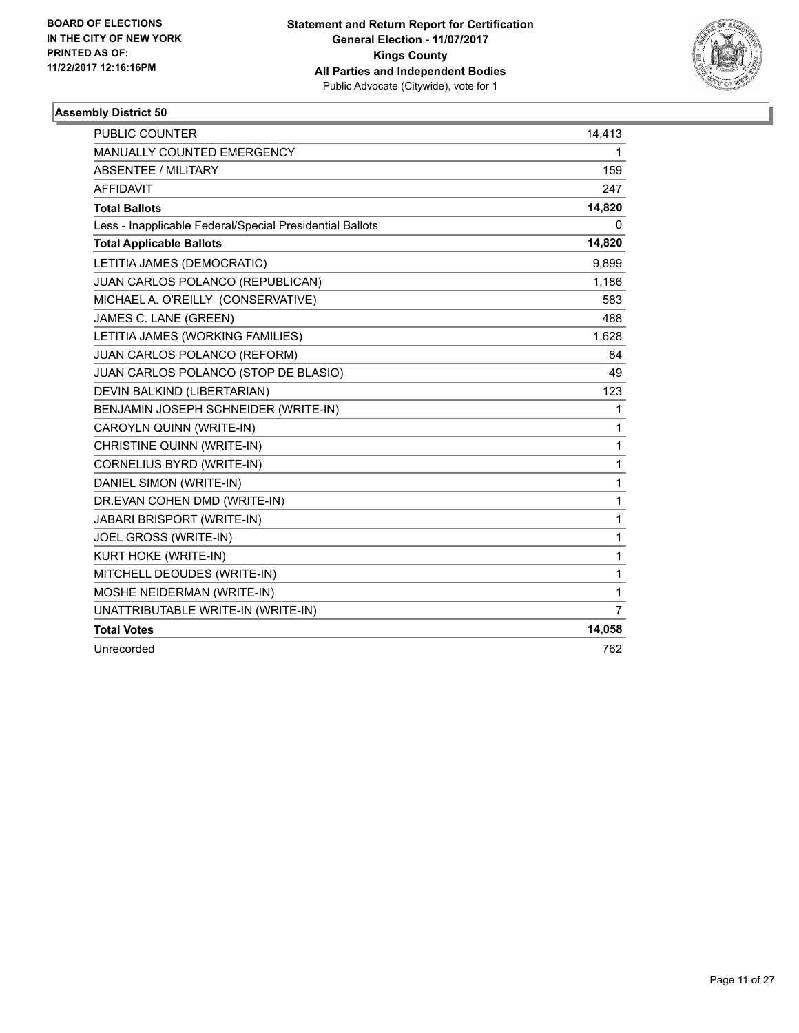BOARD OF ELECTIONS
IN THE CITY OF NEW YORK
PRINTED AS OF:
11/22/2017 12:16:16PM

**Statement and Return Report for Certification**
**General Election - 11/07/2017**
**Kings County**
**All Parties and Independent Bodies**
Public Advocate (Citywide), vote for 1

## Assembly District 50

| | |
|---|---|
| PUBLIC COUNTER | 14,413 |
| MANUALLY COUNTED EMERGENCY | 1 |
| ABSENTEE / MILITARY | 159 |
| AFFIDAVIT | 247 |
| **Total Ballots** | **14,820** |
| Less - Inapplicable Federal/Special Presidential Ballots | 0 |
| **Total Applicable Ballots** | **14,820** |
| LETITIA JAMES (DEMOCRATIC) | 9,899 |
| JUAN CARLOS POLANCO (REPUBLICAN) | 1,186 |
| MICHAEL A. O'REILLY (CONSERVATIVE) | 583 |
| JAMES C. LANE (GREEN) | 488 |
| LETITIA JAMES (WORKING FAMILIES) | 1,628 |
| JUAN CARLOS POLANCO (REFORM) | 84 |
| JUAN CARLOS POLANCO (STOP DE BLASIO) | 49 |
| DEVIN BALKIND (LIBERTARIAN) | 123 |
| BENJAMIN JOSEPH SCHNEIDER (WRITE-IN) | 1 |
| CAROYLN QUINN (WRITE-IN) | 1 |
| CHRISTINE QUINN (WRITE-IN) | 1 |
| CORNELIUS BYRD (WRITE-IN) | 1 |
| DANIEL SIMON (WRITE-IN) | 1 |
| DR.EVAN COHEN DMD (WRITE-IN) | 1 |
| JABARI BRISPORT (WRITE-IN) | 1 |
| JOEL GROSS (WRITE-IN) | 1 |
| KURT HOKE (WRITE-IN) | 1 |
| MITCHELL DEOUDES (WRITE-IN) | 1 |
| MOSHE NEIDERMAN (WRITE-IN) | 1 |
| UNATTRIBUTABLE WRITE-IN (WRITE-IN) | 7 |
| **Total Votes** | **14,058** |
| Unrecorded | 762 |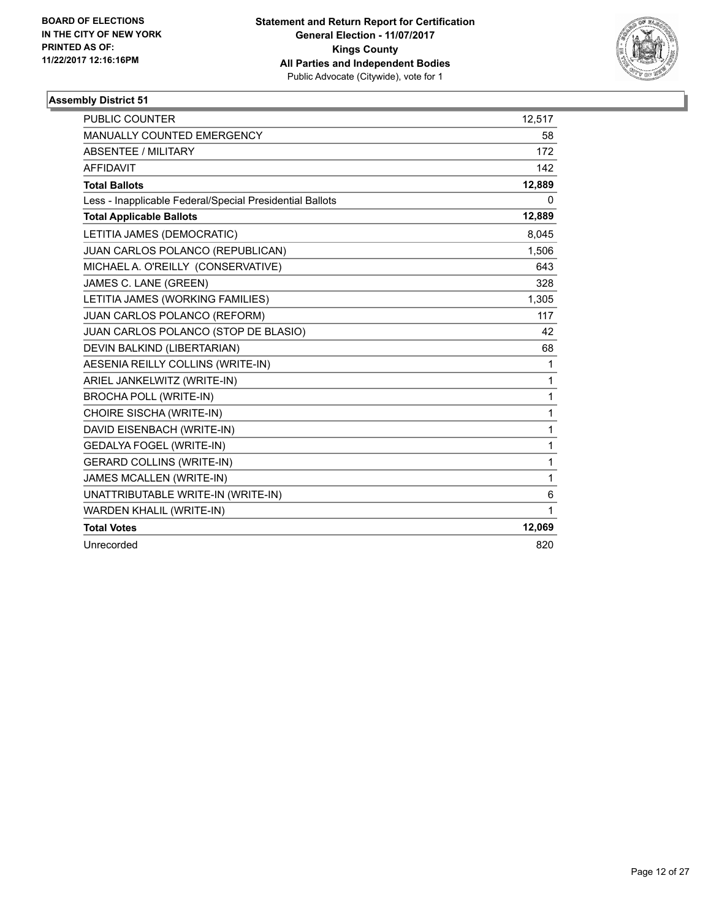BOARD OF ELECTIONS
IN THE CITY OF NEW YORK
PRINTED AS OF:
11/22/2017 12:16:16PM

**Statement and Return Report for Certification**
**General Election - 11/07/2017**
**Kings County**
**All Parties and Independent Bodies**
Public Advocate (Citywide), vote for 1

### Assembly District 51

| | |
|---|---|
| PUBLIC COUNTER | 12,517 |
| MANUALLY COUNTED EMERGENCY | 58 |
| ABSENTEE / MILITARY | 172 |
| AFFIDAVIT | 142 |
| **Total Ballots** | **12,889** |
| Less - Inapplicable Federal/Special Presidential Ballots | 0 |
| **Total Applicable Ballots** | **12,889** |
| LETITIA JAMES (DEMOCRATIC) | 8,045 |
| JUAN CARLOS POLANCO (REPUBLICAN) | 1,506 |
| MICHAEL A. O'REILLY (CONSERVATIVE) | 643 |
| JAMES C. LANE (GREEN) | 328 |
| LETITIA JAMES (WORKING FAMILIES) | 1,305 |
| JUAN CARLOS POLANCO (REFORM) | 117 |
| JUAN CARLOS POLANCO (STOP DE BLASIO) | 42 |
| DEVIN BALKIND (LIBERTARIAN) | 68 |
| AESENIA REILLY COLLINS (WRITE-IN) | 1 |
| ARIEL JANKELWITZ (WRITE-IN) | 1 |
| BROCHA POLL (WRITE-IN) | 1 |
| CHOIRE SISCHA (WRITE-IN) | 1 |
| DAVID EISENBACH (WRITE-IN) | 1 |
| GEDALYA FOGEL (WRITE-IN) | 1 |
| GERARD COLLINS (WRITE-IN) | 1 |
| JAMES MCALLEN (WRITE-IN) | 1 |
| UNATTRIBUTABLE WRITE-IN (WRITE-IN) | 6 |
| WARDEN KHALIL (WRITE-IN) | 1 |
| **Total Votes** | **12,069** |
| Unrecorded | 820 |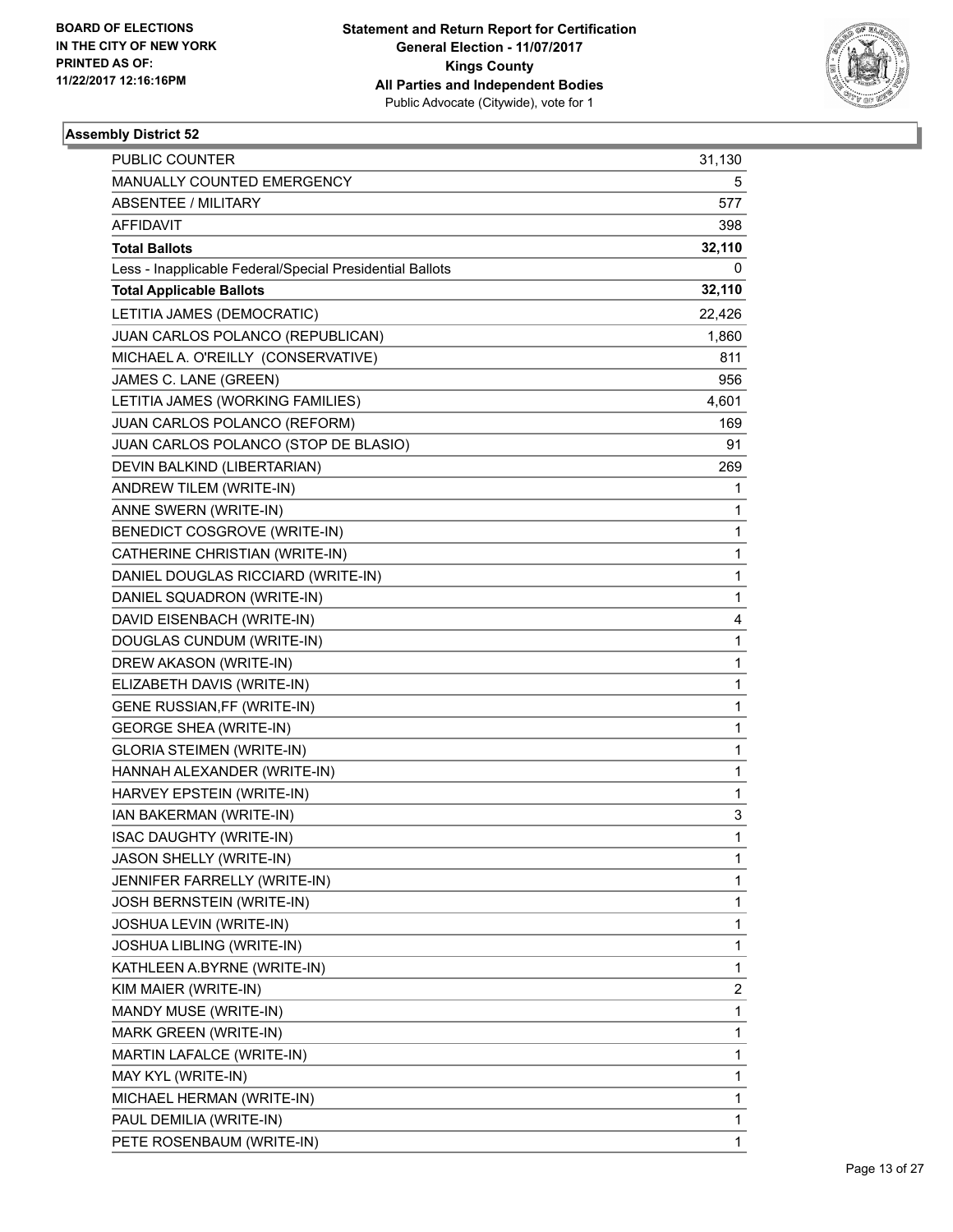BOARD OF ELECTIONS
IN THE CITY OF NEW YORK
PRINTED AS OF:
11/22/2017 12:16:16PM

**Statement and Return Report for Certification**
**General Election - 11/07/2017**
**Kings County**
**All Parties and Independent Bodies**
Public Advocate (Citywide), vote for 1

### Assembly District 52

| | |
|---|---|
| PUBLIC COUNTER | 31,130 |
| MANUALLY COUNTED EMERGENCY | 5 |
| ABSENTEE / MILITARY | 577 |
| AFFIDAVIT | 398 |
| **Total Ballots** | **32,110** |
| Less - Inapplicable Federal/Special Presidential Ballots | 0 |
| **Total Applicable Ballots** | **32,110** |
| LETITIA JAMES (DEMOCRATIC) | 22,426 |
| JUAN CARLOS POLANCO (REPUBLICAN) | 1,860 |
| MICHAEL A. O'REILLY (CONSERVATIVE) | 811 |
| JAMES C. LANE (GREEN) | 956 |
| LETITIA JAMES (WORKING FAMILIES) | 4,601 |
| JUAN CARLOS POLANCO (REFORM) | 169 |
| JUAN CARLOS POLANCO (STOP DE BLASIO) | 91 |
| DEVIN BALKIND (LIBERTARIAN) | 269 |
| ANDREW TILEM (WRITE-IN) | 1 |
| ANNE SWERN (WRITE-IN) | 1 |
| BENEDICT COSGROVE (WRITE-IN) | 1 |
| CATHERINE CHRISTIAN (WRITE-IN) | 1 |
| DANIEL DOUGLAS RICCIARD (WRITE-IN) | 1 |
| DANIEL SQUADRON (WRITE-IN) | 1 |
| DAVID EISENBACH (WRITE-IN) | 4 |
| DOUGLAS CUNDUM (WRITE-IN) | 1 |
| DREW AKASON (WRITE-IN) | 1 |
| ELIZABETH DAVIS (WRITE-IN) | 1 |
| GENE RUSSIAN,FF (WRITE-IN) | 1 |
| GEORGE SHEA (WRITE-IN) | 1 |
| GLORIA STEIMEN (WRITE-IN) | 1 |
| HANNAH ALEXANDER (WRITE-IN) | 1 |
| HARVEY EPSTEIN (WRITE-IN) | 1 |
| IAN BAKERMAN (WRITE-IN) | 3 |
| ISAC DAUGHTY (WRITE-IN) | 1 |
| JASON SHELLY (WRITE-IN) | 1 |
| JENNIFER FARRELLY (WRITE-IN) | 1 |
| JOSH BERNSTEIN (WRITE-IN) | 1 |
| JOSHUA LEVIN (WRITE-IN) | 1 |
| JOSHUA LIBLING (WRITE-IN) | 1 |
| KATHLEEN A.BYRNE (WRITE-IN) | 1 |
| KIM MAIER (WRITE-IN) | 2 |
| MANDY MUSE (WRITE-IN) | 1 |
| MARK GREEN (WRITE-IN) | 1 |
| MARTIN LAFALCE (WRITE-IN) | 1 |
| MAY KYL (WRITE-IN) | 1 |
| MICHAEL HERMAN (WRITE-IN) | 1 |
| PAUL DEMILIA (WRITE-IN) | 1 |
| PETE ROSENBAUM (WRITE-IN) | 1 |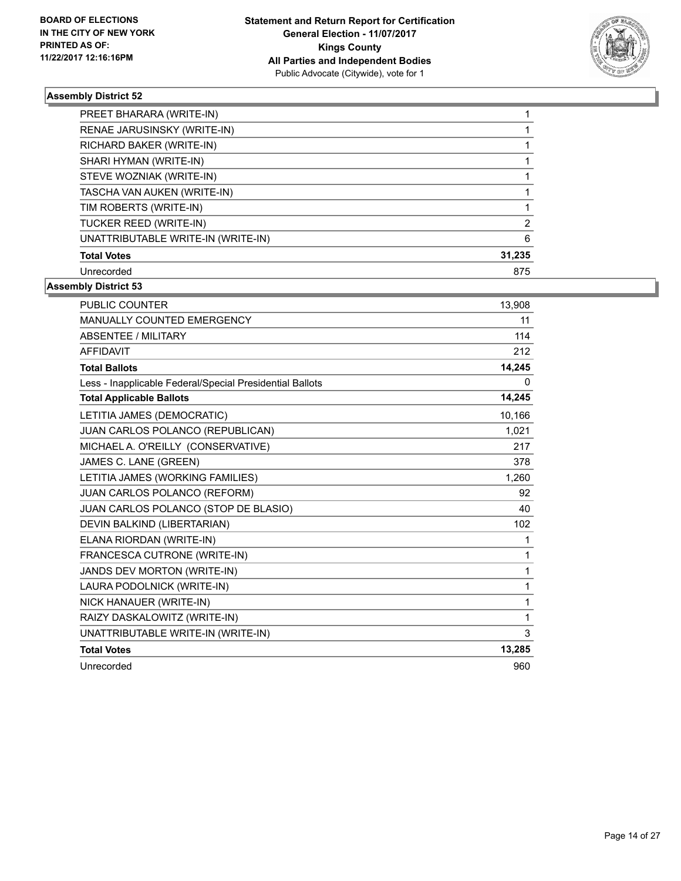### Assembly District 52

| | |
|---|---|
| PREET BHARARA (WRITE-IN) | 1 |
| RENAE JARUSINSKY (WRITE-IN) | 1 |
| RICHARD BAKER (WRITE-IN) | 1 |
| SHARI HYMAN (WRITE-IN) | 1 |
| STEVE WOZNIAK (WRITE-IN) | 1 |
| TASCHA VAN AUKEN (WRITE-IN) | 1 |
| TIM ROBERTS (WRITE-IN) | 1 |
| TUCKER REED (WRITE-IN) | 2 |
| UNATTRIBUTABLE WRITE-IN (WRITE-IN) | 6 |
| **Total Votes** | **31,235** |
| Unrecorded | 875 |

### Assembly District 53

| | |
|---|---|
| PUBLIC COUNTER | 13,908 |
| MANUALLY COUNTED EMERGENCY | 11 |
| ABSENTEE / MILITARY | 114 |
| AFFIDAVIT | 212 |
| **Total Ballots** | **14,245** |
| Less - Inapplicable Federal/Special Presidential Ballots | 0 |
| **Total Applicable Ballots** | **14,245** |
| LETITIA JAMES (DEMOCRATIC) | 10,166 |
| JUAN CARLOS POLANCO (REPUBLICAN) | 1,021 |
| MICHAEL A. O'REILLY (CONSERVATIVE) | 217 |
| JAMES C. LANE (GREEN) | 378 |
| LETITIA JAMES (WORKING FAMILIES) | 1,260 |
| JUAN CARLOS POLANCO (REFORM) | 92 |
| JUAN CARLOS POLANCO (STOP DE BLASIO) | 40 |
| DEVIN BALKIND (LIBERTARIAN) | 102 |
| ELANA RIORDAN (WRITE-IN) | 1 |
| FRANCESCA CUTRONE (WRITE-IN) | 1 |
| JANDS DEV MORTON (WRITE-IN) | 1 |
| LAURA PODOLNICK (WRITE-IN) | 1 |
| NICK HANAUER (WRITE-IN) | 1 |
| RAIZY DASKALOWITZ (WRITE-IN) | 1 |
| UNATTRIBUTABLE WRITE-IN (WRITE-IN) | 3 |
| **Total Votes** | **13,285** |
| Unrecorded | 960 |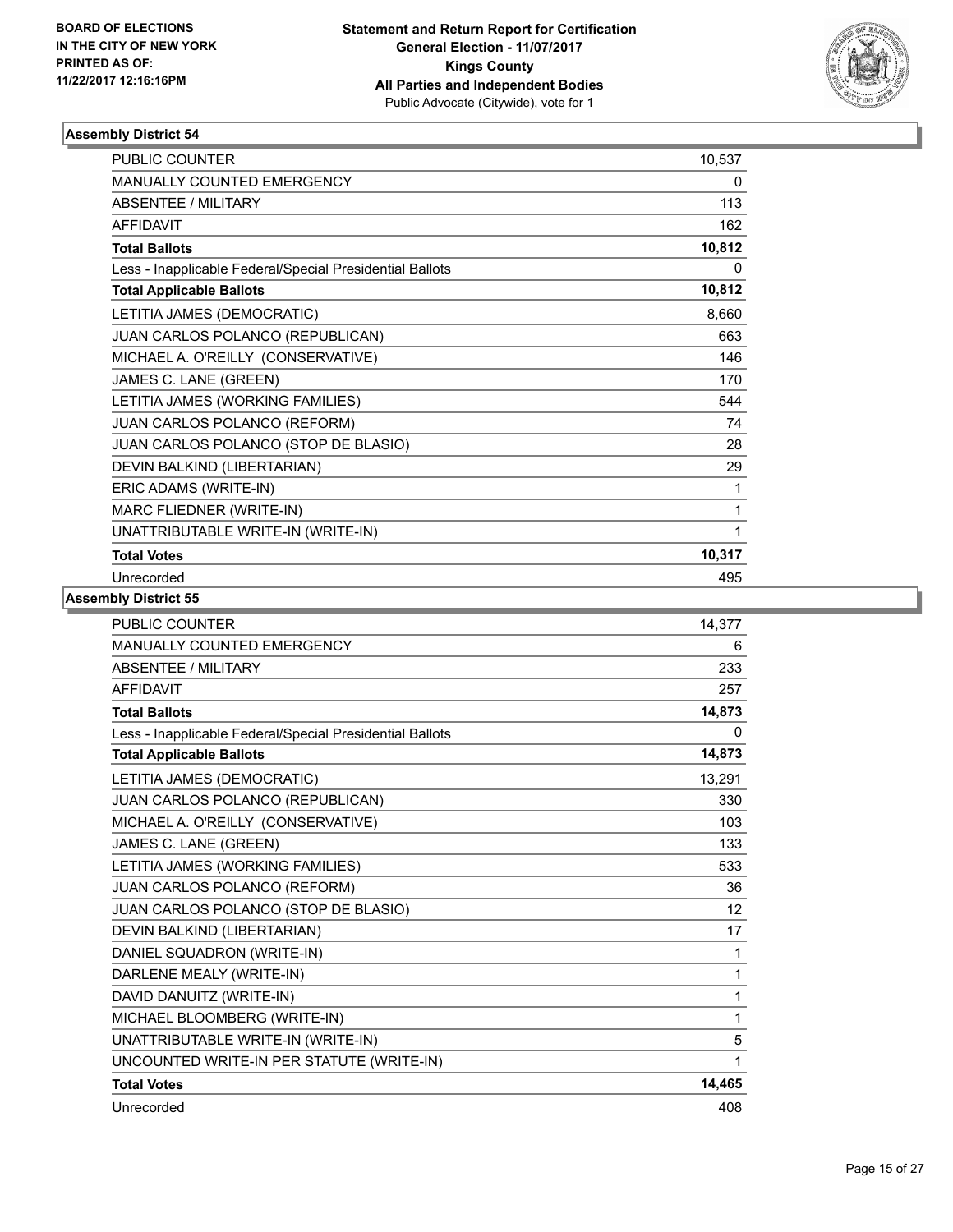BOARD OF ELECTIONS
IN THE CITY OF NEW YORK
PRINTED AS OF:
11/22/2017 12:16:16PM

**Statement and Return Report for Certification**
**General Election - 11/07/2017**
**Kings County**
**All Parties and Independent Bodies**
Public Advocate (Citywide), vote for 1

### Assembly District 54

| | |
|---|---|
| PUBLIC COUNTER | 10,537 |
| MANUALLY COUNTED EMERGENCY | 0 |
| ABSENTEE / MILITARY | 113 |
| AFFIDAVIT | 162 |
| **Total Ballots** | **10,812** |
| Less - Inapplicable Federal/Special Presidential Ballots | 0 |
| **Total Applicable Ballots** | **10,812** |
| LETITIA JAMES (DEMOCRATIC) | 8,660 |
| JUAN CARLOS POLANCO (REPUBLICAN) | 663 |
| MICHAEL A. O'REILLY (CONSERVATIVE) | 146 |
| JAMES C. LANE (GREEN) | 170 |
| LETITIA JAMES (WORKING FAMILIES) | 544 |
| JUAN CARLOS POLANCO (REFORM) | 74 |
| JUAN CARLOS POLANCO (STOP DE BLASIO) | 28 |
| DEVIN BALKIND (LIBERTARIAN) | 29 |
| ERIC ADAMS (WRITE-IN) | 1 |
| MARC FLIEDNER (WRITE-IN) | 1 |
| UNATTRIBUTABLE WRITE-IN (WRITE-IN) | 1 |
| **Total Votes** | **10,317** |
| Unrecorded | 495 |

### Assembly District 55

| | |
|---|---|
| PUBLIC COUNTER | 14,377 |
| MANUALLY COUNTED EMERGENCY | 6 |
| ABSENTEE / MILITARY | 233 |
| AFFIDAVIT | 257 |
| **Total Ballots** | **14,873** |
| Less - Inapplicable Federal/Special Presidential Ballots | 0 |
| **Total Applicable Ballots** | **14,873** |
| LETITIA JAMES (DEMOCRATIC) | 13,291 |
| JUAN CARLOS POLANCO (REPUBLICAN) | 330 |
| MICHAEL A. O'REILLY (CONSERVATIVE) | 103 |
| JAMES C. LANE (GREEN) | 133 |
| LETITIA JAMES (WORKING FAMILIES) | 533 |
| JUAN CARLOS POLANCO (REFORM) | 36 |
| JUAN CARLOS POLANCO (STOP DE BLASIO) | 12 |
| DEVIN BALKIND (LIBERTARIAN) | 17 |
| DANIEL SQUADRON (WRITE-IN) | 1 |
| DARLENE MEALY (WRITE-IN) | 1 |
| DAVID DANUITZ (WRITE-IN) | 1 |
| MICHAEL BLOOMBERG (WRITE-IN) | 1 |
| UNATTRIBUTABLE WRITE-IN (WRITE-IN) | 5 |
| UNCOUNTED WRITE-IN PER STATUTE (WRITE-IN) | 1 |
| **Total Votes** | **14,465** |
| Unrecorded | 408 |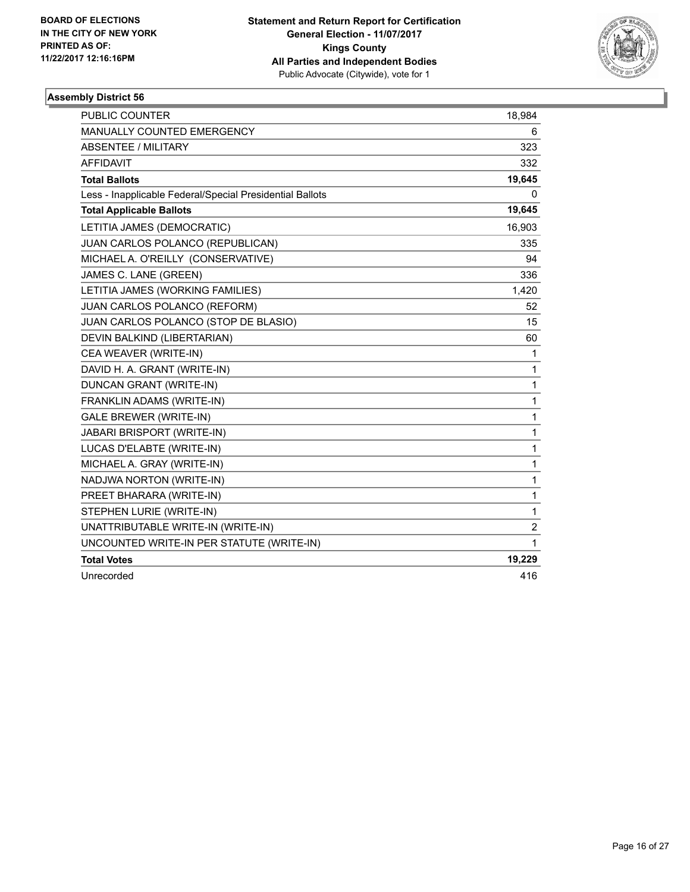BOARD OF ELECTIONS
IN THE CITY OF NEW YORK
PRINTED AS OF:
11/22/2017 12:16:16PM

**Statement and Return Report for Certification**
**General Election - 11/07/2017**
**Kings County**
**All Parties and Independent Bodies**
Public Advocate (Citywide), vote for 1

### Assembly District 56

| | |
|---|---|
| PUBLIC COUNTER | 18,984 |
| MANUALLY COUNTED EMERGENCY | 6 |
| ABSENTEE / MILITARY | 323 |
| AFFIDAVIT | 332 |
| **Total Ballots** | **19,645** |
| Less - Inapplicable Federal/Special Presidential Ballots | 0 |
| **Total Applicable Ballots** | **19,645** |
| LETITIA JAMES (DEMOCRATIC) | 16,903 |
| JUAN CARLOS POLANCO (REPUBLICAN) | 335 |
| MICHAEL A. O'REILLY (CONSERVATIVE) | 94 |
| JAMES C. LANE (GREEN) | 336 |
| LETITIA JAMES (WORKING FAMILIES) | 1,420 |
| JUAN CARLOS POLANCO (REFORM) | 52 |
| JUAN CARLOS POLANCO (STOP DE BLASIO) | 15 |
| DEVIN BALKIND (LIBERTARIAN) | 60 |
| CEA WEAVER (WRITE-IN) | 1 |
| DAVID H. A. GRANT (WRITE-IN) | 1 |
| DUNCAN GRANT (WRITE-IN) | 1 |
| FRANKLIN ADAMS (WRITE-IN) | 1 |
| GALE BREWER (WRITE-IN) | 1 |
| JABARI BRISPORT (WRITE-IN) | 1 |
| LUCAS D'ELABTE (WRITE-IN) | 1 |
| MICHAEL A. GRAY (WRITE-IN) | 1 |
| NADJWA NORTON (WRITE-IN) | 1 |
| PREET BHARARA (WRITE-IN) | 1 |
| STEPHEN LURIE (WRITE-IN) | 1 |
| UNATTRIBUTABLE WRITE-IN (WRITE-IN) | 2 |
| UNCOUNTED WRITE-IN PER STATUTE (WRITE-IN) | 1 |
| **Total Votes** | **19,229** |
| Unrecorded | 416 |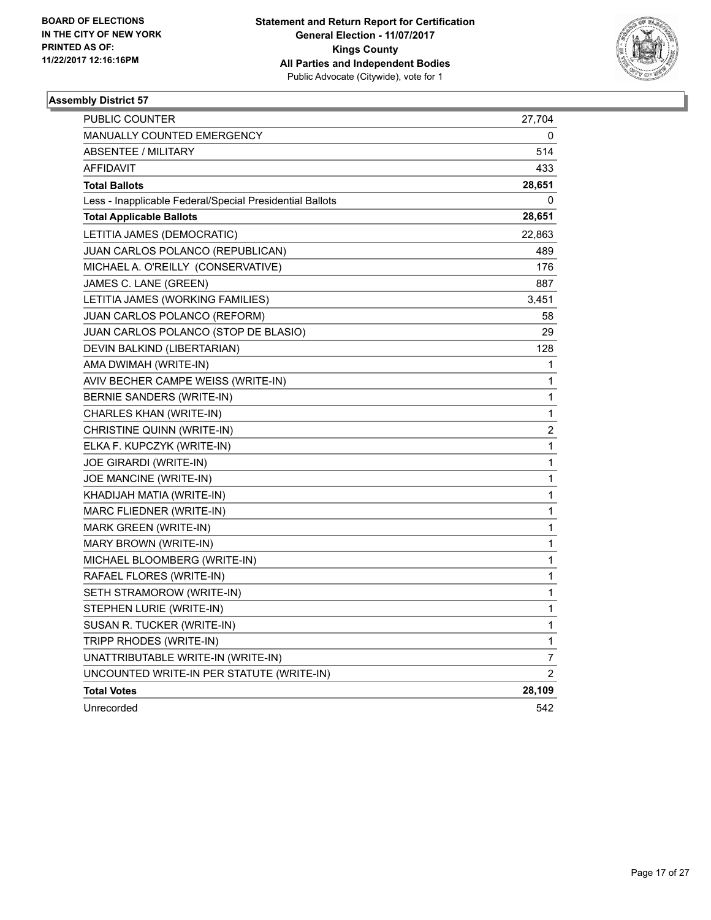**BOARD OF ELECTIONS IN THE CITY OF NEW YORK PRINTED AS OF: 11/22/2017 12:16:16PM**

**Statement and Return Report for Certification**
**General Election - 11/07/2017**
**Kings County**
**All Parties and Independent Bodies**
Public Advocate (Citywide), vote for 1

### Assembly District 57

| | |
|---|---|
| PUBLIC COUNTER | 27,704 |
| MANUALLY COUNTED EMERGENCY | 0 |
| ABSENTEE / MILITARY | 514 |
| AFFIDAVIT | 433 |
| **Total Ballots** | **28,651** |
| Less - Inapplicable Federal/Special Presidential Ballots | 0 |
| **Total Applicable Ballots** | **28,651** |
| LETITIA JAMES (DEMOCRATIC) | 22,863 |
| JUAN CARLOS POLANCO (REPUBLICAN) | 489 |
| MICHAEL A. O'REILLY (CONSERVATIVE) | 176 |
| JAMES C. LANE (GREEN) | 887 |
| LETITIA JAMES (WORKING FAMILIES) | 3,451 |
| JUAN CARLOS POLANCO (REFORM) | 58 |
| JUAN CARLOS POLANCO (STOP DE BLASIO) | 29 |
| DEVIN BALKIND (LIBERTARIAN) | 128 |
| AMA DWIMAH (WRITE-IN) | 1 |
| AVIV BECHER CAMPE WEISS (WRITE-IN) | 1 |
| BERNIE SANDERS (WRITE-IN) | 1 |
| CHARLES KHAN (WRITE-IN) | 1 |
| CHRISTINE QUINN (WRITE-IN) | 2 |
| ELKA F. KUPCZYK (WRITE-IN) | 1 |
| JOE GIRARDI (WRITE-IN) | 1 |
| JOE MANCINE (WRITE-IN) | 1 |
| KHADIJAH MATIA (WRITE-IN) | 1 |
| MARC FLIEDNER (WRITE-IN) | 1 |
| MARK GREEN (WRITE-IN) | 1 |
| MARY BROWN (WRITE-IN) | 1 |
| MICHAEL BLOOMBERG (WRITE-IN) | 1 |
| RAFAEL FLORES (WRITE-IN) | 1 |
| SETH STRAMOROW (WRITE-IN) | 1 |
| STEPHEN LURIE (WRITE-IN) | 1 |
| SUSAN R. TUCKER (WRITE-IN) | 1 |
| TRIPP RHODES (WRITE-IN) | 1 |
| UNATTRIBUTABLE WRITE-IN (WRITE-IN) | 7 |
| UNCOUNTED WRITE-IN PER STATUTE (WRITE-IN) | 2 |
| **Total Votes** | **28,109** |
| Unrecorded | 542 |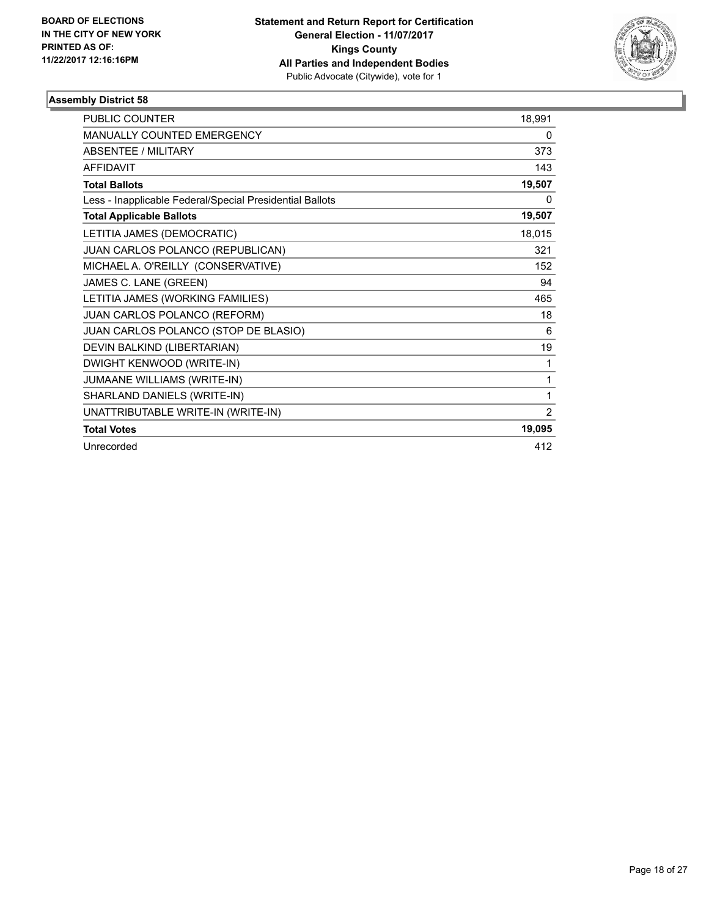BOARD OF ELECTIONS
IN THE CITY OF NEW YORK
PRINTED AS OF:
11/22/2017 12:16:16PM

**Statement and Return Report for Certification**
**General Election - 11/07/2017**
**Kings County**
**All Parties and Independent Bodies**
Public Advocate (Citywide), vote for 1

### Assembly District 58

| | |
|---|---|
| PUBLIC COUNTER | 18,991 |
| MANUALLY COUNTED EMERGENCY | 0 |
| ABSENTEE / MILITARY | 373 |
| AFFIDAVIT | 143 |
| **Total Ballots** | **19,507** |
| Less - Inapplicable Federal/Special Presidential Ballots | 0 |
| **Total Applicable Ballots** | **19,507** |
| LETITIA JAMES (DEMOCRATIC) | 18,015 |
| JUAN CARLOS POLANCO (REPUBLICAN) | 321 |
| MICHAEL A. O'REILLY (CONSERVATIVE) | 152 |
| JAMES C. LANE (GREEN) | 94 |
| LETITIA JAMES (WORKING FAMILIES) | 465 |
| JUAN CARLOS POLANCO (REFORM) | 18 |
| JUAN CARLOS POLANCO (STOP DE BLASIO) | 6 |
| DEVIN BALKIND (LIBERTARIAN) | 19 |
| DWIGHT KENWOOD (WRITE-IN) | 1 |
| JUMAANE WILLIAMS (WRITE-IN) | 1 |
| SHARLAND DANIELS (WRITE-IN) | 1 |
| UNATTRIBUTABLE WRITE-IN (WRITE-IN) | 2 |
| **Total Votes** | **19,095** |
| Unrecorded | 412 |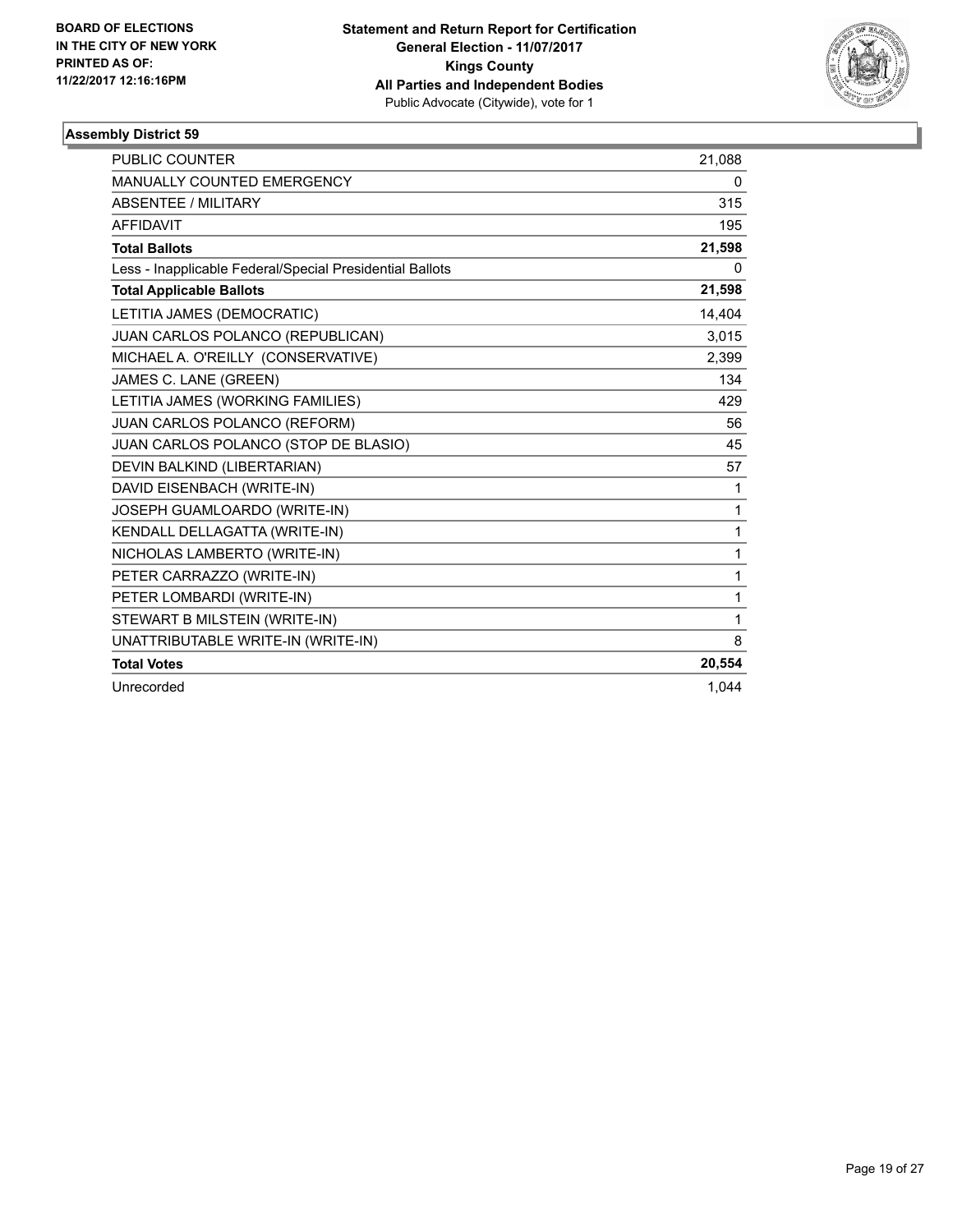BOARD OF ELECTIONS
IN THE CITY OF NEW YORK
PRINTED AS OF:
11/22/2017 12:16:16PM

**Statement and Return Report for Certification**
**General Election - 11/07/2017**
**Kings County**
**All Parties and Independent Bodies**
Public Advocate (Citywide), vote for 1

## Assembly District 59

| | |
|---|---|
| PUBLIC COUNTER | 21,088 |
| MANUALLY COUNTED EMERGENCY | 0 |
| ABSENTEE / MILITARY | 315 |
| AFFIDAVIT | 195 |
| **Total Ballots** | **21,598** |
| Less - Inapplicable Federal/Special Presidential Ballots | 0 |
| **Total Applicable Ballots** | **21,598** |
| LETITIA JAMES (DEMOCRATIC) | 14,404 |
| JUAN CARLOS POLANCO (REPUBLICAN) | 3,015 |
| MICHAEL A. O'REILLY (CONSERVATIVE) | 2,399 |
| JAMES C. LANE (GREEN) | 134 |
| LETITIA JAMES (WORKING FAMILIES) | 429 |
| JUAN CARLOS POLANCO (REFORM) | 56 |
| JUAN CARLOS POLANCO (STOP DE BLASIO) | 45 |
| DEVIN BALKIND (LIBERTARIAN) | 57 |
| DAVID EISENBACH (WRITE-IN) | 1 |
| JOSEPH GUAMLOARDO (WRITE-IN) | 1 |
| KENDALL DELLAGATTA (WRITE-IN) | 1 |
| NICHOLAS LAMBERTO (WRITE-IN) | 1 |
| PETER CARRAZZO (WRITE-IN) | 1 |
| PETER LOMBARDI (WRITE-IN) | 1 |
| STEWART B MILSTEIN (WRITE-IN) | 1 |
| UNATTRIBUTABLE WRITE-IN (WRITE-IN) | 8 |
| **Total Votes** | **20,554** |
| Unrecorded | 1,044 |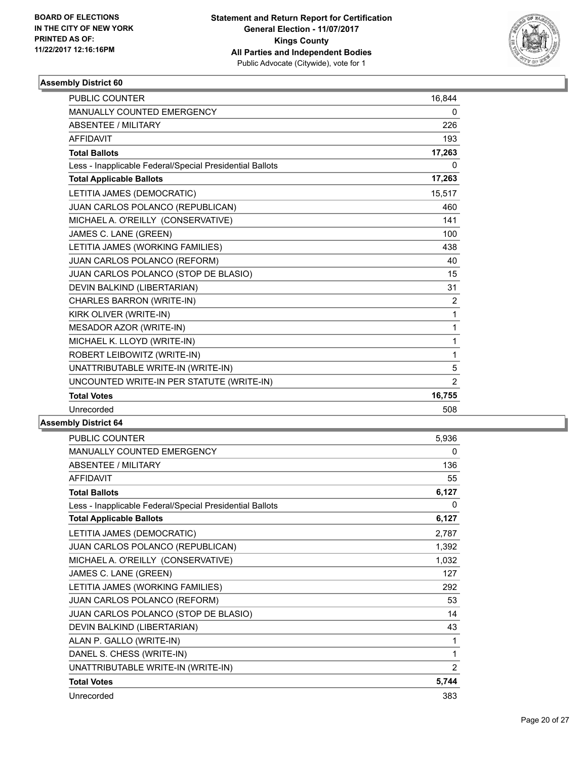BOARD OF ELECTIONS
IN THE CITY OF NEW YORK
PRINTED AS OF:
11/22/2017 12:16:16PM

**Statement and Return Report for Certification**
**General Election - 11/07/2017**
**Kings County**
**All Parties and Independent Bodies**
Public Advocate (Citywide), vote for 1

### Assembly District 60

| | |
|---|---|
| PUBLIC COUNTER | 16,844 |
| MANUALLY COUNTED EMERGENCY | 0 |
| ABSENTEE / MILITARY | 226 |
| AFFIDAVIT | 193 |
| **Total Ballots** | **17,263** |
| Less - Inapplicable Federal/Special Presidential Ballots | 0 |
| **Total Applicable Ballots** | **17,263** |
| LETITIA JAMES (DEMOCRATIC) | 15,517 |
| JUAN CARLOS POLANCO (REPUBLICAN) | 460 |
| MICHAEL A. O'REILLY (CONSERVATIVE) | 141 |
| JAMES C. LANE (GREEN) | 100 |
| LETITIA JAMES (WORKING FAMILIES) | 438 |
| JUAN CARLOS POLANCO (REFORM) | 40 |
| JUAN CARLOS POLANCO (STOP DE BLASIO) | 15 |
| DEVIN BALKIND (LIBERTARIAN) | 31 |
| CHARLES BARRON (WRITE-IN) | 2 |
| KIRK OLIVER (WRITE-IN) | 1 |
| MESADOR AZOR (WRITE-IN) | 1 |
| MICHAEL K. LLOYD (WRITE-IN) | 1 |
| ROBERT LEIBOWITZ (WRITE-IN) | 1 |
| UNATTRIBUTABLE WRITE-IN (WRITE-IN) | 5 |
| UNCOUNTED WRITE-IN PER STATUTE (WRITE-IN) | 2 |
| **Total Votes** | **16,755** |
| Unrecorded | 508 |

### Assembly District 64

| | |
|---|---|
| PUBLIC COUNTER | 5,936 |
| MANUALLY COUNTED EMERGENCY | 0 |
| ABSENTEE / MILITARY | 136 |
| AFFIDAVIT | 55 |
| **Total Ballots** | **6,127** |
| Less - Inapplicable Federal/Special Presidential Ballots | 0 |
| **Total Applicable Ballots** | **6,127** |
| LETITIA JAMES (DEMOCRATIC) | 2,787 |
| JUAN CARLOS POLANCO (REPUBLICAN) | 1,392 |
| MICHAEL A. O'REILLY (CONSERVATIVE) | 1,032 |
| JAMES C. LANE (GREEN) | 127 |
| LETITIA JAMES (WORKING FAMILIES) | 292 |
| JUAN CARLOS POLANCO (REFORM) | 53 |
| JUAN CARLOS POLANCO (STOP DE BLASIO) | 14 |
| DEVIN BALKIND (LIBERTARIAN) | 43 |
| ALAN P. GALLO (WRITE-IN) | 1 |
| DANEL S. CHESS (WRITE-IN) | 1 |
| UNATTRIBUTABLE WRITE-IN (WRITE-IN) | 2 |
| **Total Votes** | **5,744** |
| Unrecorded | 383 |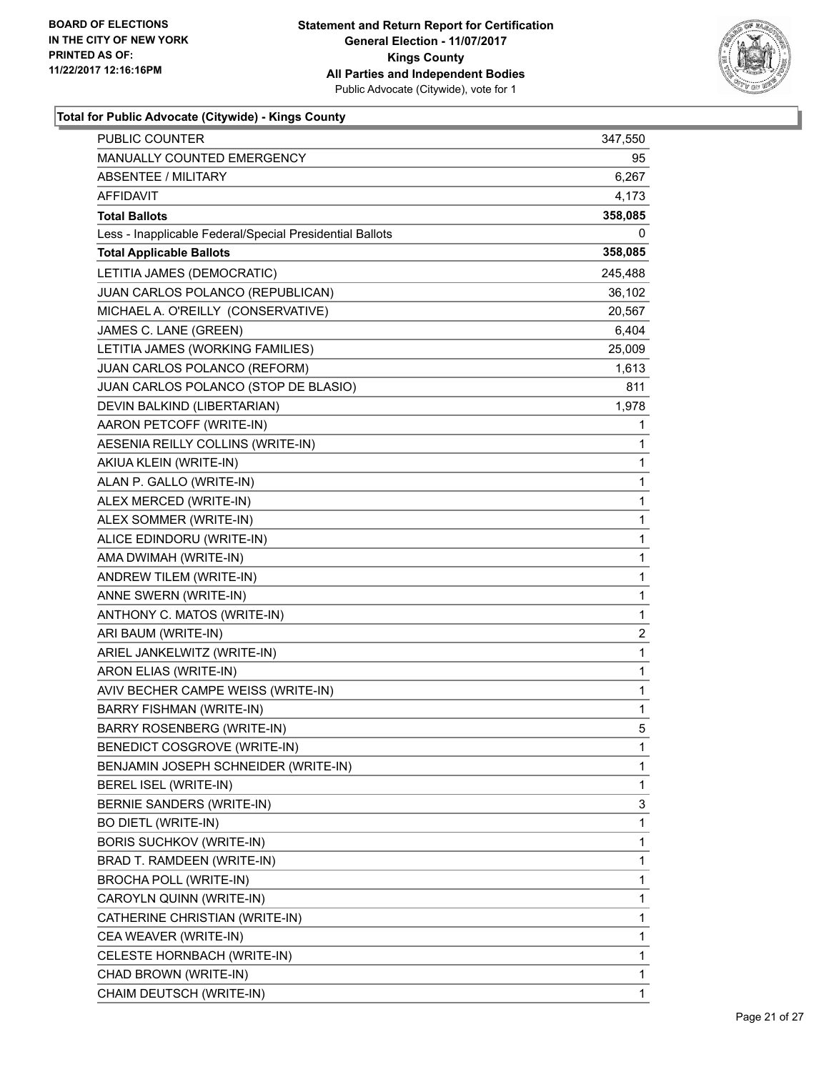BOARD OF ELECTIONS
IN THE CITY OF NEW YORK
PRINTED AS OF:
11/22/2017 12:16:16PM

**Statement and Return Report for Certification**
**General Election - 11/07/2017**
**Kings County**
**All Parties and Independent Bodies**
Public Advocate (Citywide), vote for 1

### Total for Public Advocate (Citywide) - Kings County

| | |
|---|---|
| PUBLIC COUNTER | 347,550 |
| MANUALLY COUNTED EMERGENCY | 95 |
| ABSENTEE / MILITARY | 6,267 |
| AFFIDAVIT | 4,173 |
| **Total Ballots** | **358,085** |
| Less - Inapplicable Federal/Special Presidential Ballots | 0 |
| **Total Applicable Ballots** | **358,085** |
| LETITIA JAMES (DEMOCRATIC) | 245,488 |
| JUAN CARLOS POLANCO (REPUBLICAN) | 36,102 |
| MICHAEL A. O'REILLY (CONSERVATIVE) | 20,567 |
| JAMES C. LANE (GREEN) | 6,404 |
| LETITIA JAMES (WORKING FAMILIES) | 25,009 |
| JUAN CARLOS POLANCO (REFORM) | 1,613 |
| JUAN CARLOS POLANCO (STOP DE BLASIO) | 811 |
| DEVIN BALKIND (LIBERTARIAN) | 1,978 |
| AARON PETCOFF (WRITE-IN) | 1 |
| AESENIA REILLY COLLINS (WRITE-IN) | 1 |
| AKIUA KLEIN (WRITE-IN) | 1 |
| ALAN P. GALLO (WRITE-IN) | 1 |
| ALEX MERCED (WRITE-IN) | 1 |
| ALEX SOMMER (WRITE-IN) | 1 |
| ALICE EDINDORU (WRITE-IN) | 1 |
| AMA DWIMAH (WRITE-IN) | 1 |
| ANDREW TILEM (WRITE-IN) | 1 |
| ANNE SWERN (WRITE-IN) | 1 |
| ANTHONY C. MATOS (WRITE-IN) | 1 |
| ARI BAUM (WRITE-IN) | 2 |
| ARIEL JANKELWITZ (WRITE-IN) | 1 |
| ARON ELIAS (WRITE-IN) | 1 |
| AVIV BECHER CAMPE WEISS (WRITE-IN) | 1 |
| BARRY FISHMAN (WRITE-IN) | 1 |
| BARRY ROSENBERG (WRITE-IN) | 5 |
| BENEDICT COSGROVE (WRITE-IN) | 1 |
| BENJAMIN JOSEPH SCHNEIDER (WRITE-IN) | 1 |
| BEREL ISEL (WRITE-IN) | 1 |
| BERNIE SANDERS (WRITE-IN) | 3 |
| BO DIETL (WRITE-IN) | 1 |
| BORIS SUCHKOV (WRITE-IN) | 1 |
| BRAD T. RAMDEEN (WRITE-IN) | 1 |
| BROCHA POLL (WRITE-IN) | 1 |
| CAROYLN QUINN (WRITE-IN) | 1 |
| CATHERINE CHRISTIAN (WRITE-IN) | 1 |
| CEA WEAVER (WRITE-IN) | 1 |
| CELESTE HORNBACH (WRITE-IN) | 1 |
| CHAD BROWN (WRITE-IN) | 1 |
| CHAIM DEUTSCH (WRITE-IN) | 1 |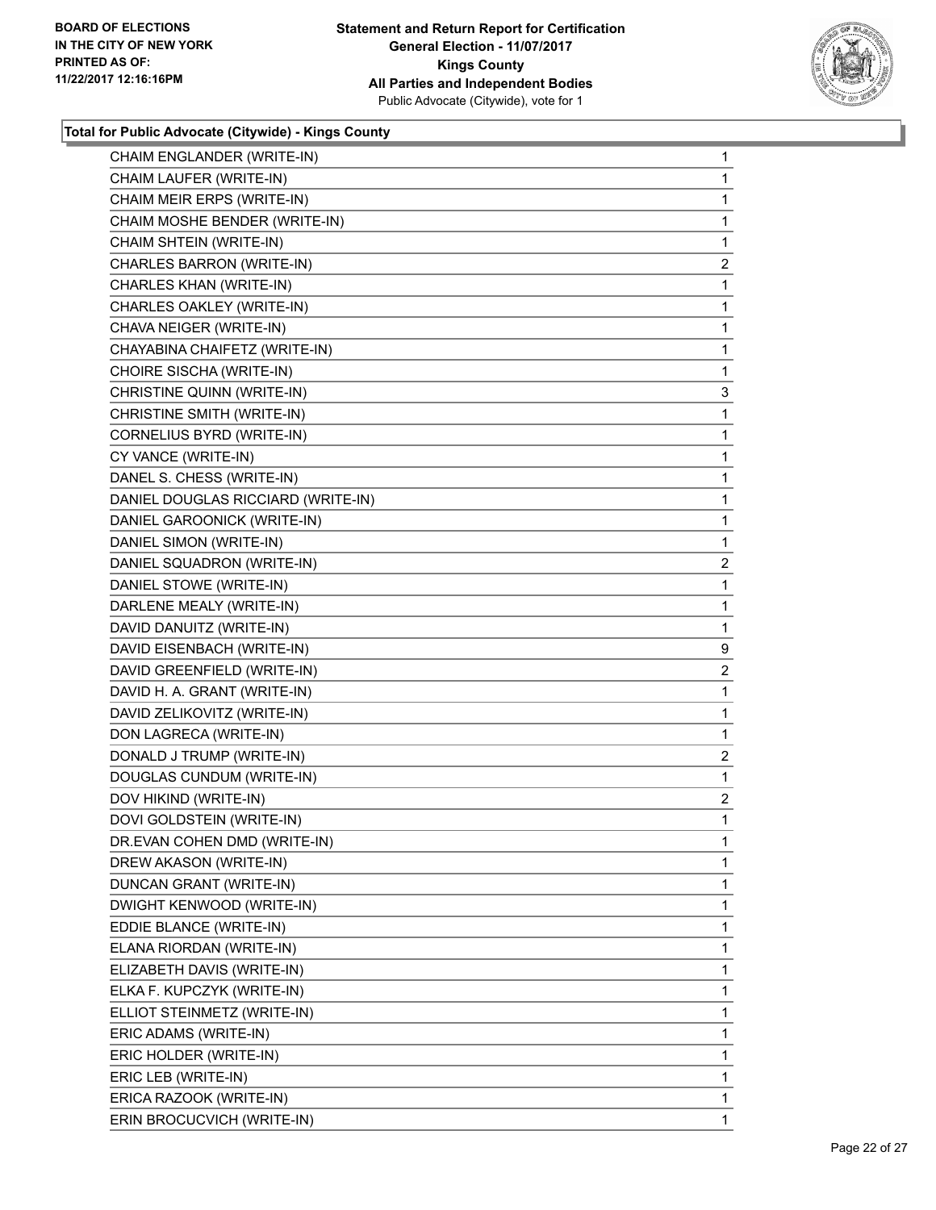**Total for Public Advocate (Citywide) - Kings County**

| | |
|---|---|
| CHAIM ENGLANDER (WRITE-IN) | 1 |
| CHAIM LAUFER (WRITE-IN) | 1 |
| CHAIM MEIR ERPS (WRITE-IN) | 1 |
| CHAIM MOSHE BENDER (WRITE-IN) | 1 |
| CHAIM SHTEIN (WRITE-IN) | 1 |
| CHARLES BARRON (WRITE-IN) | 2 |
| CHARLES KHAN (WRITE-IN) | 1 |
| CHARLES OAKLEY (WRITE-IN) | 1 |
| CHAVA NEIGER (WRITE-IN) | 1 |
| CHAYABINA CHAIFETZ (WRITE-IN) | 1 |
| CHOIRE SISCHA (WRITE-IN) | 1 |
| CHRISTINE QUINN (WRITE-IN) | 3 |
| CHRISTINE SMITH (WRITE-IN) | 1 |
| CORNELIUS BYRD (WRITE-IN) | 1 |
| CY VANCE (WRITE-IN) | 1 |
| DANEL S. CHESS (WRITE-IN) | 1 |
| DANIEL DOUGLAS RICCIARD (WRITE-IN) | 1 |
| DANIEL GAROONICK (WRITE-IN) | 1 |
| DANIEL SIMON (WRITE-IN) | 1 |
| DANIEL SQUADRON (WRITE-IN) | 2 |
| DANIEL STOWE (WRITE-IN) | 1 |
| DARLENE MEALY (WRITE-IN) | 1 |
| DAVID DANUITZ (WRITE-IN) | 1 |
| DAVID EISENBACH (WRITE-IN) | 9 |
| DAVID GREENFIELD (WRITE-IN) | 2 |
| DAVID H. A. GRANT (WRITE-IN) | 1 |
| DAVID ZELIKOVITZ (WRITE-IN) | 1 |
| DON LAGRECA (WRITE-IN) | 1 |
| DONALD J TRUMP (WRITE-IN) | 2 |
| DOUGLAS CUNDUM (WRITE-IN) | 1 |
| DOV HIKIND (WRITE-IN) | 2 |
| DOVI GOLDSTEIN (WRITE-IN) | 1 |
| DR.EVAN COHEN DMD (WRITE-IN) | 1 |
| DREW AKASON (WRITE-IN) | 1 |
| DUNCAN GRANT (WRITE-IN) | 1 |
| DWIGHT KENWOOD (WRITE-IN) | 1 |
| EDDIE BLANCE (WRITE-IN) | 1 |
| ELANA RIORDAN (WRITE-IN) | 1 |
| ELIZABETH DAVIS (WRITE-IN) | 1 |
| ELKA F. KUPCZYK (WRITE-IN) | 1 |
| ELLIOT STEINMETZ (WRITE-IN) | 1 |
| ERIC ADAMS (WRITE-IN) | 1 |
| ERIC HOLDER (WRITE-IN) | 1 |
| ERIC LEB (WRITE-IN) | 1 |
| ERICA RAZOOK (WRITE-IN) | 1 |
| ERIN BROCUCVICH (WRITE-IN) | 1 |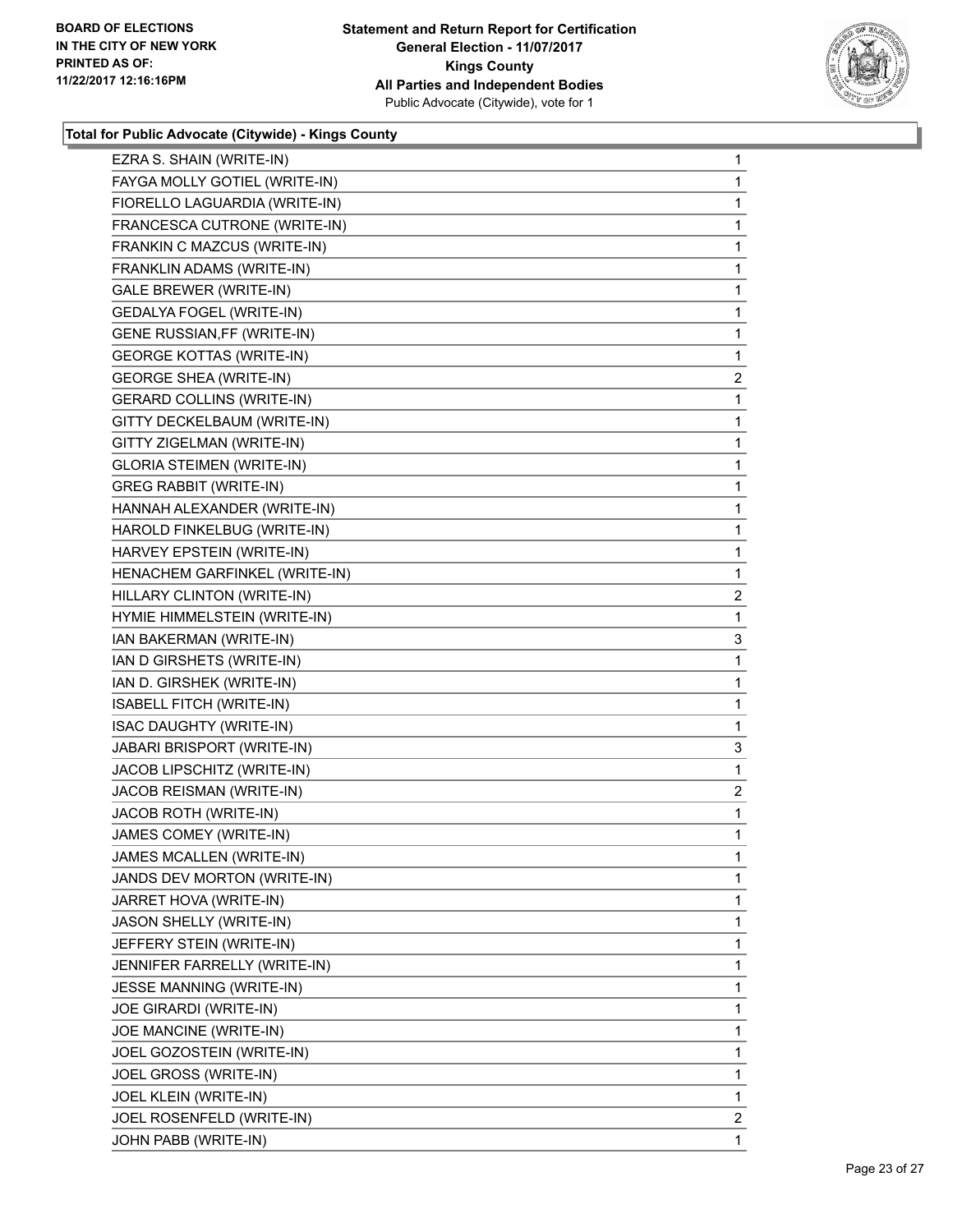**Total for Public Advocate (Citywide) - Kings County**

| | |
|---|---|
| EZRA S. SHAIN (WRITE-IN) | 1 |
| FAYGA MOLLY GOTIEL (WRITE-IN) | 1 |
| FIORELLO LAGUARDIA (WRITE-IN) | 1 |
| FRANCESCA CUTRONE (WRITE-IN) | 1 |
| FRANKIN C MAZCUS (WRITE-IN) | 1 |
| FRANKLIN ADAMS (WRITE-IN) | 1 |
| GALE BREWER (WRITE-IN) | 1 |
| GEDALYA FOGEL (WRITE-IN) | 1 |
| GENE RUSSIAN,FF (WRITE-IN) | 1 |
| GEORGE KOTTAS (WRITE-IN) | 1 |
| GEORGE SHEA (WRITE-IN) | 2 |
| GERARD COLLINS (WRITE-IN) | 1 |
| GITTY DECKELBAUM (WRITE-IN) | 1 |
| GITTY ZIGELMAN (WRITE-IN) | 1 |
| GLORIA STEIMEN (WRITE-IN) | 1 |
| GREG RABBIT (WRITE-IN) | 1 |
| HANNAH ALEXANDER (WRITE-IN) | 1 |
| HAROLD FINKELBUG (WRITE-IN) | 1 |
| HARVEY EPSTEIN (WRITE-IN) | 1 |
| HENACHEM GARFINKEL (WRITE-IN) | 1 |
| HILLARY CLINTON (WRITE-IN) | 2 |
| HYMIE HIMMELSTEIN (WRITE-IN) | 1 |
| IAN BAKERMAN (WRITE-IN) | 3 |
| IAN D GIRSHETS (WRITE-IN) | 1 |
| IAN D. GIRSHEK (WRITE-IN) | 1 |
| ISABELL FITCH (WRITE-IN) | 1 |
| ISAC DAUGHTY (WRITE-IN) | 1 |
| JABARI BRISPORT (WRITE-IN) | 3 |
| JACOB LIPSCHITZ (WRITE-IN) | 1 |
| JACOB REISMAN (WRITE-IN) | 2 |
| JACOB ROTH (WRITE-IN) | 1 |
| JAMES COMEY (WRITE-IN) | 1 |
| JAMES MCALLEN (WRITE-IN) | 1 |
| JANDS DEV MORTON (WRITE-IN) | 1 |
| JARRET HOVA (WRITE-IN) | 1 |
| JASON SHELLY (WRITE-IN) | 1 |
| JEFFERY STEIN (WRITE-IN) | 1 |
| JENNIFER FARRELLY (WRITE-IN) | 1 |
| JESSE MANNING (WRITE-IN) | 1 |
| JOE GIRARDI (WRITE-IN) | 1 |
| JOE MANCINE (WRITE-IN) | 1 |
| JOEL GOZOSTEIN (WRITE-IN) | 1 |
| JOEL GROSS (WRITE-IN) | 1 |
| JOEL KLEIN (WRITE-IN) | 1 |
| JOEL ROSENFELD (WRITE-IN) | 2 |
| JOHN PABB (WRITE-IN) | 1 |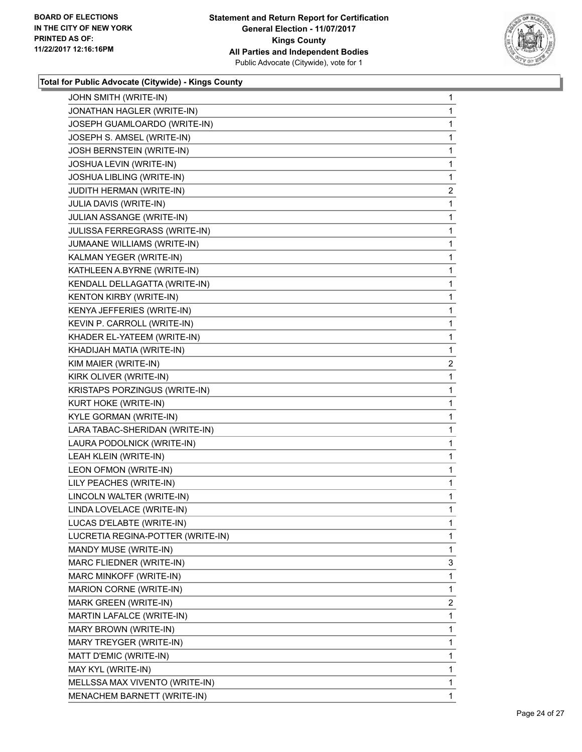**Total for Public Advocate (Citywide) - Kings County**

| Candidate | Votes |
|---|---|
| JOHN SMITH (WRITE-IN) | 1 |
| JONATHAN HAGLER (WRITE-IN) | 1 |
| JOSEPH GUAMLOARDO (WRITE-IN) | 1 |
| JOSEPH S. AMSEL (WRITE-IN) | 1 |
| JOSH BERNSTEIN (WRITE-IN) | 1 |
| JOSHUA LEVIN (WRITE-IN) | 1 |
| JOSHUA LIBLING (WRITE-IN) | 1 |
| JUDITH HERMAN (WRITE-IN) | 2 |
| JULIA DAVIS (WRITE-IN) | 1 |
| JULIAN ASSANGE (WRITE-IN) | 1 |
| JULISSA FERREGRASS (WRITE-IN) | 1 |
| JUMAANE WILLIAMS (WRITE-IN) | 1 |
| KALMAN YEGER (WRITE-IN) | 1 |
| KATHLEEN A.BYRNE (WRITE-IN) | 1 |
| KENDALL DELLAGATTA (WRITE-IN) | 1 |
| KENTON KIRBY (WRITE-IN) | 1 |
| KENYA JEFFERIES (WRITE-IN) | 1 |
| KEVIN P. CARROLL (WRITE-IN) | 1 |
| KHADER EL-YATEEM (WRITE-IN) | 1 |
| KHADIJAH MATIA (WRITE-IN) | 1 |
| KIM MAIER (WRITE-IN) | 2 |
| KIRK OLIVER (WRITE-IN) | 1 |
| KRISTAPS PORZINGUS (WRITE-IN) | 1 |
| KURT HOKE (WRITE-IN) | 1 |
| KYLE GORMAN (WRITE-IN) | 1 |
| LARA TABAC-SHERIDAN (WRITE-IN) | 1 |
| LAURA PODOLNICK (WRITE-IN) | 1 |
| LEAH KLEIN (WRITE-IN) | 1 |
| LEON OFMON (WRITE-IN) | 1 |
| LILY PEACHES (WRITE-IN) | 1 |
| LINCOLN WALTER (WRITE-IN) | 1 |
| LINDA LOVELACE (WRITE-IN) | 1 |
| LUCAS D'ELABTE (WRITE-IN) | 1 |
| LUCRETIA REGINA-POTTER (WRITE-IN) | 1 |
| MANDY MUSE (WRITE-IN) | 1 |
| MARC FLIEDNER (WRITE-IN) | 3 |
| MARC MINKOFF (WRITE-IN) | 1 |
| MARION CORNE (WRITE-IN) | 1 |
| MARK GREEN (WRITE-IN) | 2 |
| MARTIN LAFALCE (WRITE-IN) | 1 |
| MARY BROWN (WRITE-IN) | 1 |
| MARY TREYGER (WRITE-IN) | 1 |
| MATT D'EMIC (WRITE-IN) | 1 |
| MAY KYL (WRITE-IN) | 1 |
| MELLSSA MAX VIVENTO (WRITE-IN) | 1 |
| MENACHEM BARNETT (WRITE-IN) | 1 |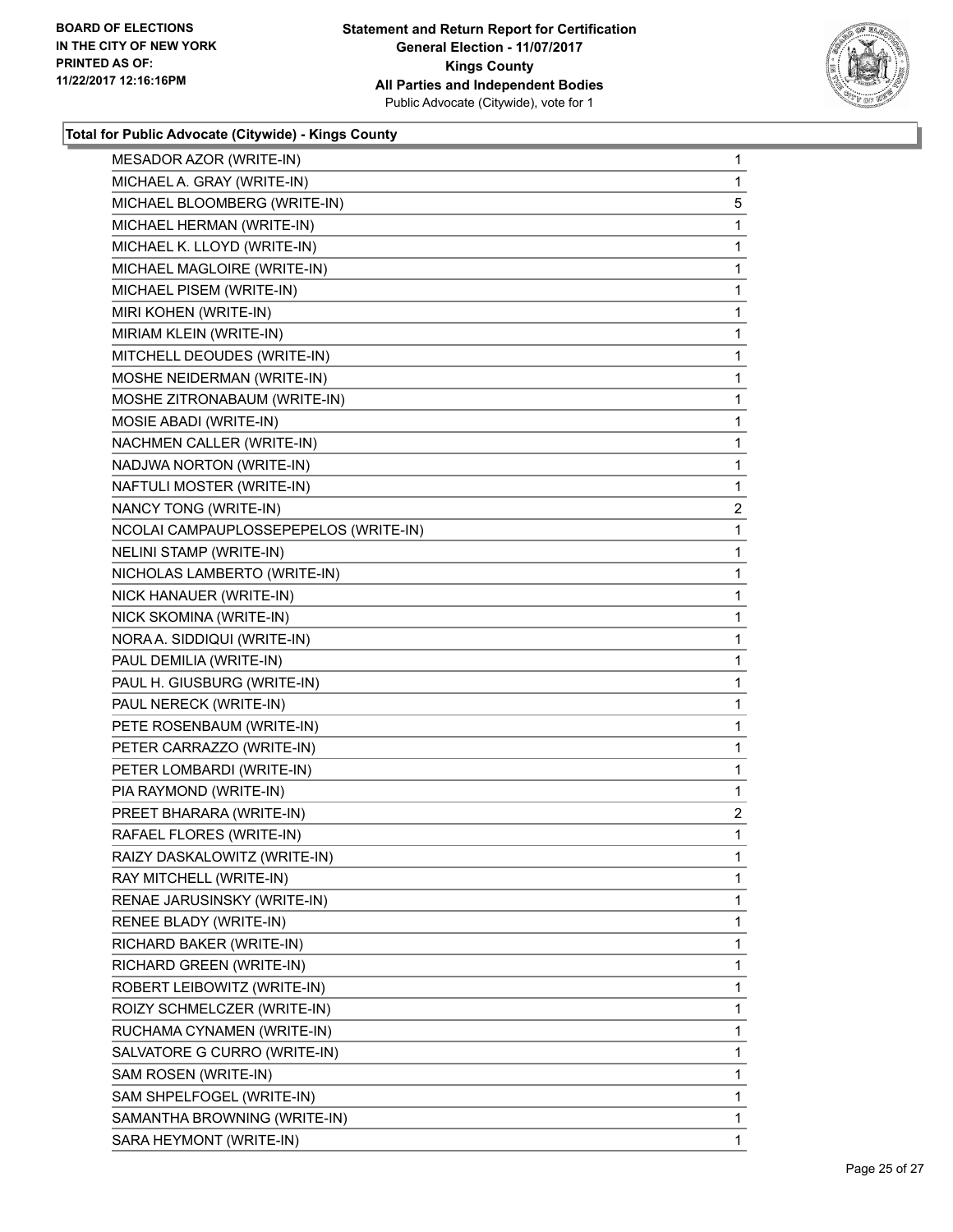### Total for Public Advocate (Citywide) - Kings County

| | |
|---|---|
| MESADOR AZOR (WRITE-IN) | 1 |
| MICHAEL A. GRAY (WRITE-IN) | 1 |
| MICHAEL BLOOMBERG (WRITE-IN) | 5 |
| MICHAEL HERMAN (WRITE-IN) | 1 |
| MICHAEL K. LLOYD (WRITE-IN) | 1 |
| MICHAEL MAGLOIRE (WRITE-IN) | 1 |
| MICHAEL PISEM (WRITE-IN) | 1 |
| MIRI KOHEN (WRITE-IN) | 1 |
| MIRIAM KLEIN (WRITE-IN) | 1 |
| MITCHELL DEOUDES (WRITE-IN) | 1 |
| MOSHE NEIDERMAN (WRITE-IN) | 1 |
| MOSHE ZITRONABAUM (WRITE-IN) | 1 |
| MOSIE ABADI (WRITE-IN) | 1 |
| NACHMEN CALLER (WRITE-IN) | 1 |
| NADJWA NORTON (WRITE-IN) | 1 |
| NAFTULI MOSTER (WRITE-IN) | 1 |
| NANCY TONG (WRITE-IN) | 2 |
| NCOLAI CAMPAUPLOSSEPEPELOS (WRITE-IN) | 1 |
| NELINI STAMP (WRITE-IN) | 1 |
| NICHOLAS LAMBERTO (WRITE-IN) | 1 |
| NICK HANAUER (WRITE-IN) | 1 |
| NICK SKOMINA (WRITE-IN) | 1 |
| NORA A. SIDDIQUI (WRITE-IN) | 1 |
| PAUL DEMILIA (WRITE-IN) | 1 |
| PAUL H. GIUSBURG (WRITE-IN) | 1 |
| PAUL NERECK (WRITE-IN) | 1 |
| PETE ROSENBAUM (WRITE-IN) | 1 |
| PETER CARRAZZO (WRITE-IN) | 1 |
| PETER LOMBARDI (WRITE-IN) | 1 |
| PIA RAYMOND (WRITE-IN) | 1 |
| PREET BHARARA (WRITE-IN) | 2 |
| RAFAEL FLORES (WRITE-IN) | 1 |
| RAIZY DASKALOWITZ (WRITE-IN) | 1 |
| RAY MITCHELL (WRITE-IN) | 1 |
| RENAE JARUSINSKY (WRITE-IN) | 1 |
| RENEE BLADY (WRITE-IN) | 1 |
| RICHARD BAKER (WRITE-IN) | 1 |
| RICHARD GREEN (WRITE-IN) | 1 |
| ROBERT LEIBOWITZ (WRITE-IN) | 1 |
| ROIZY SCHMELCZER (WRITE-IN) | 1 |
| RUCHAMA CYNAMEN (WRITE-IN) | 1 |
| SALVATORE G CURRO (WRITE-IN) | 1 |
| SAM ROSEN (WRITE-IN) | 1 |
| SAM SHPELFOGEL (WRITE-IN) | 1 |
| SAMANTHA BROWNING (WRITE-IN) | 1 |
| SARA HEYMONT (WRITE-IN) | 1 |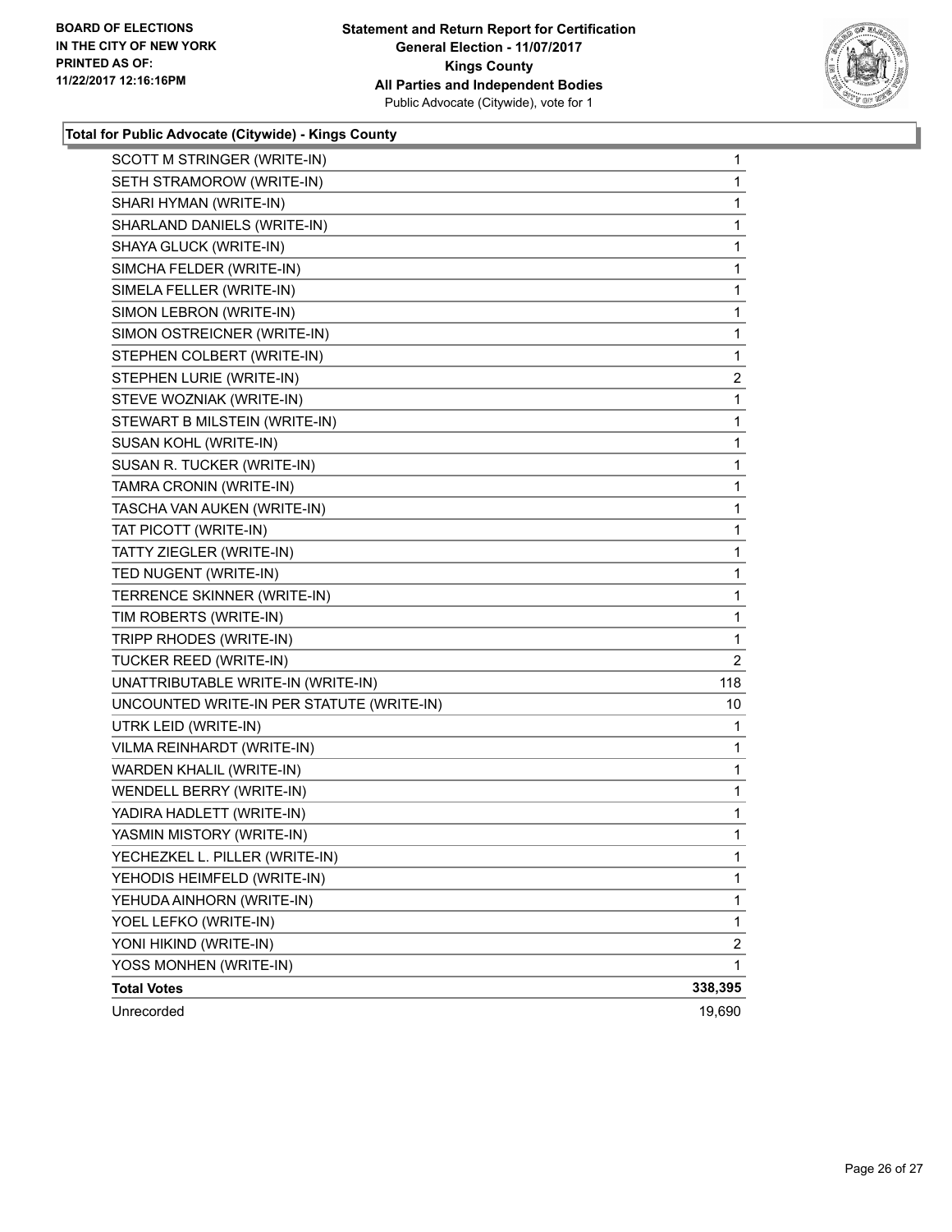**Statement and Return Report for Certification**
**General Election - 11/07/2017**
**Kings County**
**All Parties and Independent Bodies**
Public Advocate (Citywide), vote for 1

**BOARD OF ELECTIONS IN THE CITY OF NEW YORK PRINTED AS OF: 11/22/2017 12:16:16PM**

### Total for Public Advocate (Citywide) - Kings County

| | |
|---|---|
| SCOTT M STRINGER (WRITE-IN) | 1 |
| SETH STRAMOROW (WRITE-IN) | 1 |
| SHARI HYMAN (WRITE-IN) | 1 |
| SHARLAND DANIELS (WRITE-IN) | 1 |
| SHAYA GLUCK (WRITE-IN) | 1 |
| SIMCHA FELDER (WRITE-IN) | 1 |
| SIMELA FELLER (WRITE-IN) | 1 |
| SIMON LEBRON (WRITE-IN) | 1 |
| SIMON OSTREICNER (WRITE-IN) | 1 |
| STEPHEN COLBERT (WRITE-IN) | 1 |
| STEPHEN LURIE (WRITE-IN) | 2 |
| STEVE WOZNIAK (WRITE-IN) | 1 |
| STEWART B MILSTEIN (WRITE-IN) | 1 |
| SUSAN KOHL (WRITE-IN) | 1 |
| SUSAN R. TUCKER (WRITE-IN) | 1 |
| TAMRA CRONIN (WRITE-IN) | 1 |
| TASCHA VAN AUKEN (WRITE-IN) | 1 |
| TAT PICOTT (WRITE-IN) | 1 |
| TATTY ZIEGLER (WRITE-IN) | 1 |
| TED NUGENT (WRITE-IN) | 1 |
| TERRENCE SKINNER (WRITE-IN) | 1 |
| TIM ROBERTS (WRITE-IN) | 1 |
| TRIPP RHODES (WRITE-IN) | 1 |
| TUCKER REED (WRITE-IN) | 2 |
| UNATTRIBUTABLE WRITE-IN (WRITE-IN) | 118 |
| UNCOUNTED WRITE-IN PER STATUTE (WRITE-IN) | 10 |
| UTRK LEID (WRITE-IN) | 1 |
| VILMA REINHARDT (WRITE-IN) | 1 |
| WARDEN KHALIL (WRITE-IN) | 1 |
| WENDELL BERRY (WRITE-IN) | 1 |
| YADIRA HADLETT (WRITE-IN) | 1 |
| YASMIN MISTORY (WRITE-IN) | 1 |
| YECHEZKEL L. PILLER (WRITE-IN) | 1 |
| YEHODIS HEIMFELD (WRITE-IN) | 1 |
| YEHUDA AINHORN (WRITE-IN) | 1 |
| YOEL LEFKO (WRITE-IN) | 1 |
| YONI HIKIND (WRITE-IN) | 2 |
| YOSS MONHEN (WRITE-IN) | 1 |
| **Total Votes** | **338,395** |
| Unrecorded | 19,690 |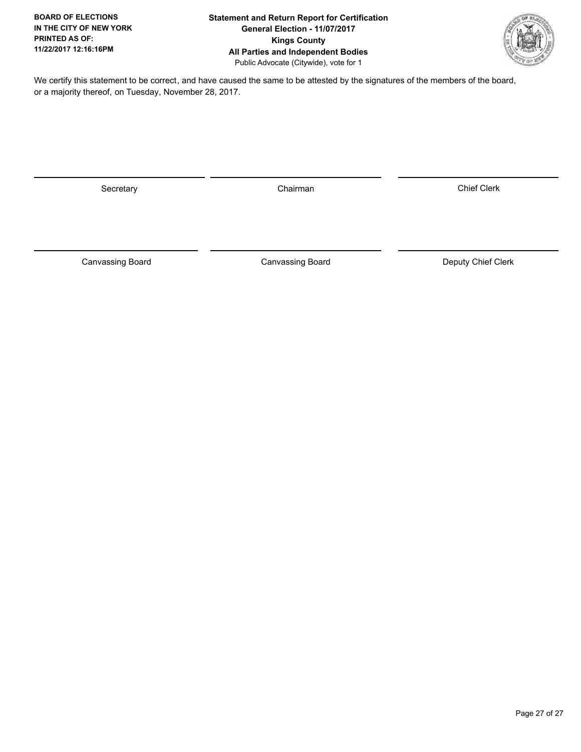We certify this statement to be correct, and have caused the same to be attested by the signatures of the members of the board, or a majority thereof, on Tuesday, November 28, 2017.

| | | |
|---|---|---|
| Secretary | Chairman | Chief Clerk |
| Canvassing Board | Canvassing Board | Deputy Chief Clerk |